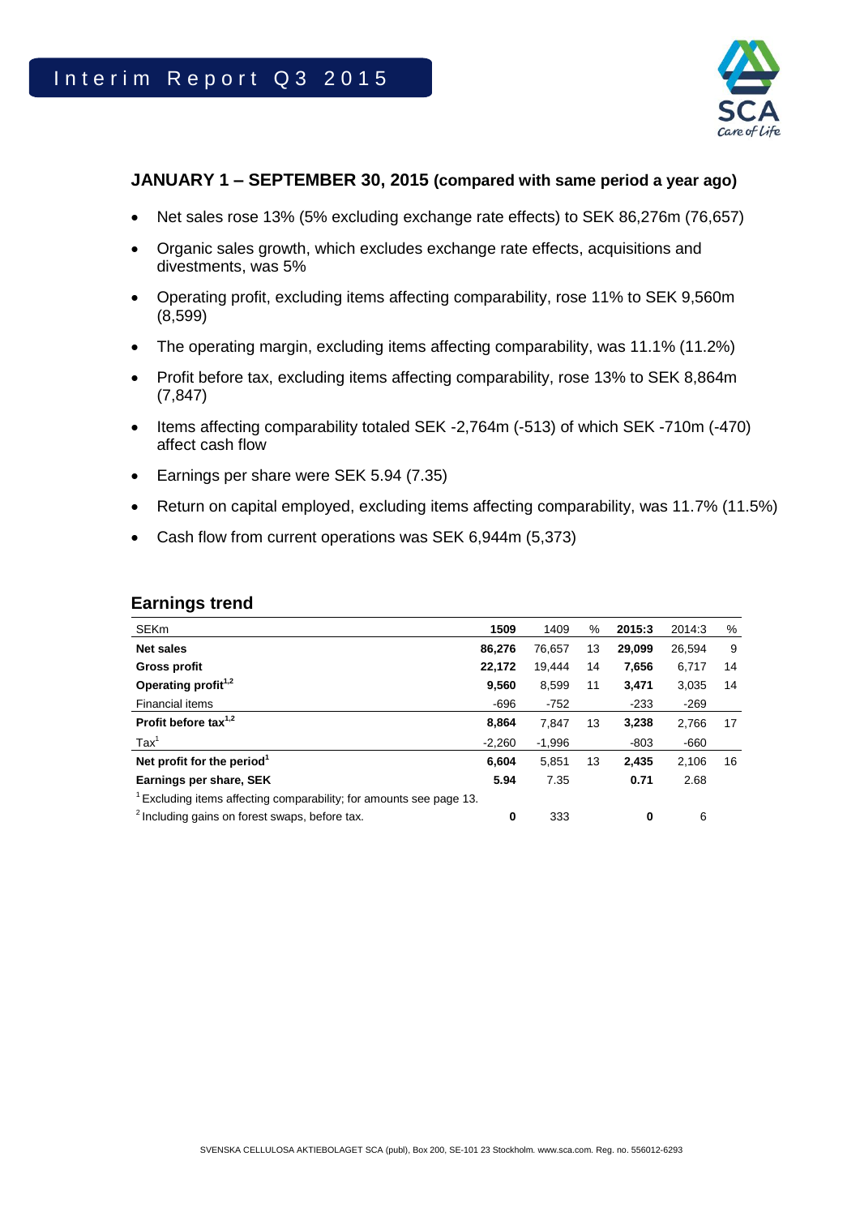# Interim Report Q3 2015

## JANUARY 1 – SEPTEMBER 30, 2015 (compared with same period a year ago)

- Net sales rose 13% (5% excluding exchange rate effects) to SEK 86,276m (76,657)
- Organic sales growth, which excludes exchange rate effects, acquisitions and divestments, was 5%
- Operating profit, excluding items affecting comparability, rose 11% to SEK 9,560m (8,599)
- The operating margin, excluding items affecting comparability, was 11.1% (11.2%)
- Profit before tax, excluding items affecting comparability, rose 13% to SEK 8,864m (7,847)
- Items affecting comparability totaled SEK -2,764m (-513) of which SEK -710m (-470) affect cash flow
- Earnings per share were SEK 5.94 (7.35)
- Return on capital employed, excluding items affecting comparability, was 11.7% (11.5%)
- Cash flow from current operations was SEK 6,944m (5,373)

## Earnings trend

| SEKm | 1509 | 1409 | % | 2015:3 | 2014:3 | % |
|---|---|---|---|---|---|---|
| **Net sales** | **86,276** | 76,657 | 13 | **29,099** | 26,594 | 9 |
| **Gross profit** | **22,172** | 19,444 | 14 | **7,656** | 6,717 | 14 |
| **Operating profit[1,2]** | **9,560** | 8,599 | 11 | **3,471** | 3,035 | 14 |
| Financial items | -696 | -752 | | -233 | -269 | |
| **Profit before tax[1,2]** | **8,864** | 7,847 | 13 | **3,238** | 2,766 | 17 |
| Tax[1] | -2,260 | -1,996 | | -803 | -660 | |
| **Net profit for the period[1]** | **6,604** | 5,851 | 13 | **2,435** | 2,106 | 16 |
| **Earnings per share, SEK** | **5.94** | 7.35 | | **0.71** | 2.68 | |
| [1] Excluding items affecting comparability; for amounts see page 13. | | | | | | |
| [2] Including gains on forest swaps, before tax. | **0** | 333 | | **0** | 6 | |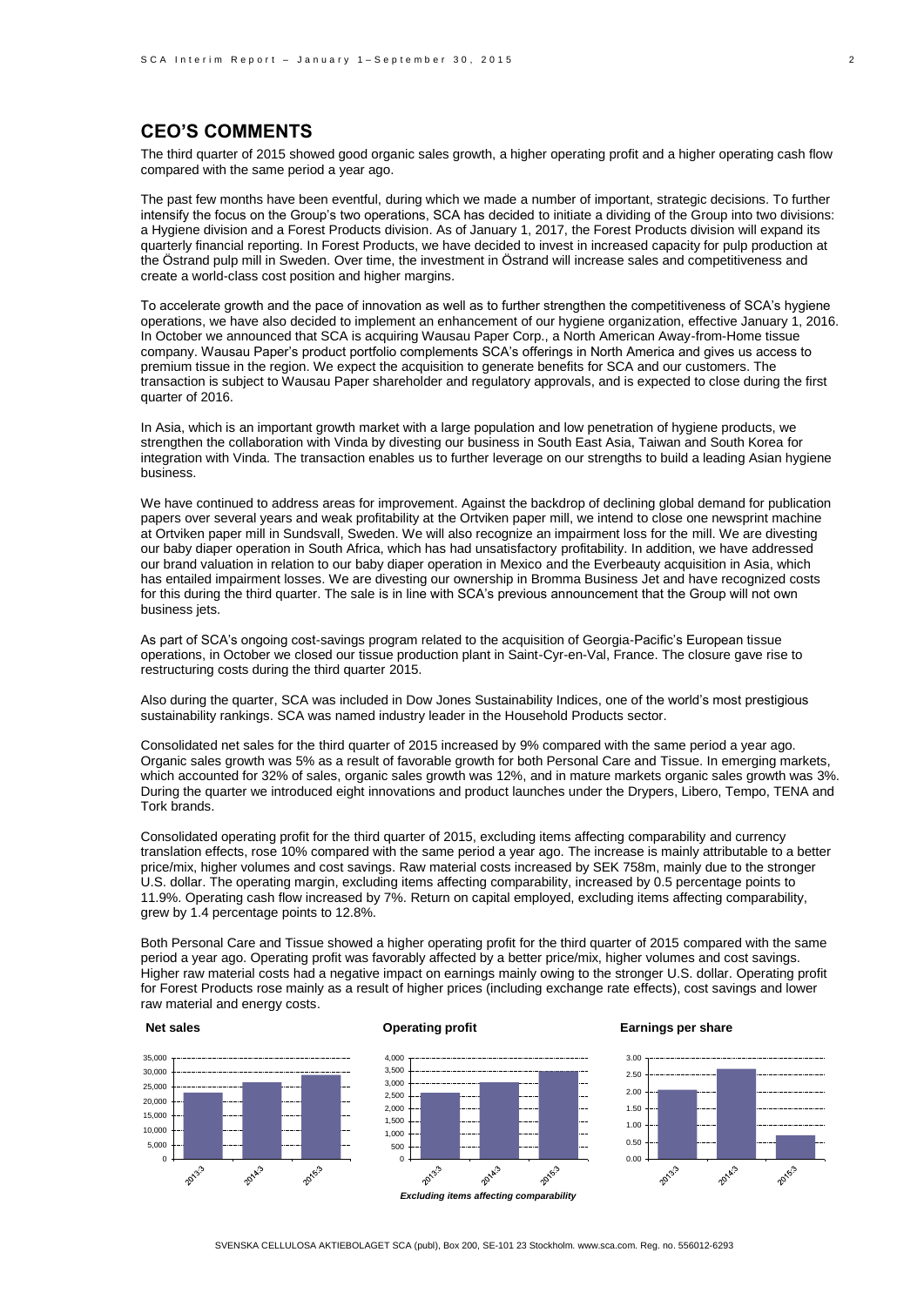## CEO'S COMMENTS

The third quarter of 2015 showed good organic sales growth, a higher operating profit and a higher operating cash flow compared with the same period a year ago.

The past few months have been eventful, during which we made a number of important, strategic decisions. To further intensify the focus on the Group's two operations, SCA has decided to initiate a dividing of the Group into two divisions: a Hygiene division and a Forest Products division. As of January 1, 2017, the Forest Products division will expand its quarterly financial reporting. In Forest Products, we have decided to invest in increased capacity for pulp production at the Östrand pulp mill in Sweden. Over time, the investment in Östrand will increase sales and competitiveness and create a world-class cost position and higher margins.

To accelerate growth and the pace of innovation as well as to further strengthen the competitiveness of SCA's hygiene operations, we have also decided to implement an enhancement of our hygiene organization, effective January 1, 2016. In October we announced that SCA is acquiring Wausau Paper Corp., a North American Away-from-Home tissue company. Wausau Paper's product portfolio complements SCA's offerings in North America and gives us access to premium tissue in the region. We expect the acquisition to generate benefits for SCA and our customers. The transaction is subject to Wausau Paper shareholder and regulatory approvals, and is expected to close during the first quarter of 2016.

In Asia, which is an important growth market with a large population and low penetration of hygiene products, we strengthen the collaboration with Vinda by divesting our business in South East Asia, Taiwan and South Korea for integration with Vinda. The transaction enables us to further leverage on our strengths to build a leading Asian hygiene business.

We have continued to address areas for improvement. Against the backdrop of declining global demand for publication papers over several years and weak profitability at the Ortviken paper mill, we intend to close one newsprint machine at Ortviken paper mill in Sundsvall, Sweden. We will also recognize an impairment loss for the mill. We are divesting our baby diaper operation in South Africa, which has had unsatisfactory profitability. In addition, we have addressed our brand valuation in relation to our baby diaper operation in Mexico and the Everbeauty acquisition in Asia, which has entailed impairment losses. We are divesting our ownership in Bromma Business Jet and have recognized costs for this during the third quarter. The sale is in line with SCA's previous announcement that the Group will not own business jets.

As part of SCA's ongoing cost-savings program related to the acquisition of Georgia-Pacific's European tissue operations, in October we closed our tissue production plant in Saint-Cyr-en-Val, France. The closure gave rise to restructuring costs during the third quarter 2015.

Also during the quarter, SCA was included in Dow Jones Sustainability Indices, one of the world's most prestigious sustainability rankings. SCA was named industry leader in the Household Products sector.

Consolidated net sales for the third quarter of 2015 increased by 9% compared with the same period a year ago. Organic sales growth was 5% as a result of favorable growth for both Personal Care and Tissue. In emerging markets, which accounted for 32% of sales, organic sales growth was 12%, and in mature markets organic sales growth was 3%. During the quarter we introduced eight innovations and product launches under the Drypers, Libero, Tempo, TENA and Tork brands.

Consolidated operating profit for the third quarter of 2015, excluding items affecting comparability and currency translation effects, rose 10% compared with the same period a year ago. The increase is mainly attributable to a better price/mix, higher volumes and cost savings. Raw material costs increased by SEK 758m, mainly due to the stronger U.S. dollar. The operating margin, excluding items affecting comparability, increased by 0.5 percentage points to 11.9%. Operating cash flow increased by 7%. Return on capital employed, excluding items affecting comparability, grew by 1.4 percentage points to 12.8%.

Both Personal Care and Tissue showed a higher operating profit for the third quarter of 2015 compared with the same period a year ago. Operating profit was favorably affected by a better price/mix, higher volumes and cost savings. Higher raw material costs had a negative impact on earnings mainly owing to the stronger U.S. dollar. Operating profit for Forest Products rose mainly as a result of higher prices (including exchange rate effects), cost savings and lower raw material and energy costs.

**Net sales**

**Operating profit**

*Excluding items affecting comparability*

**Earnings per share**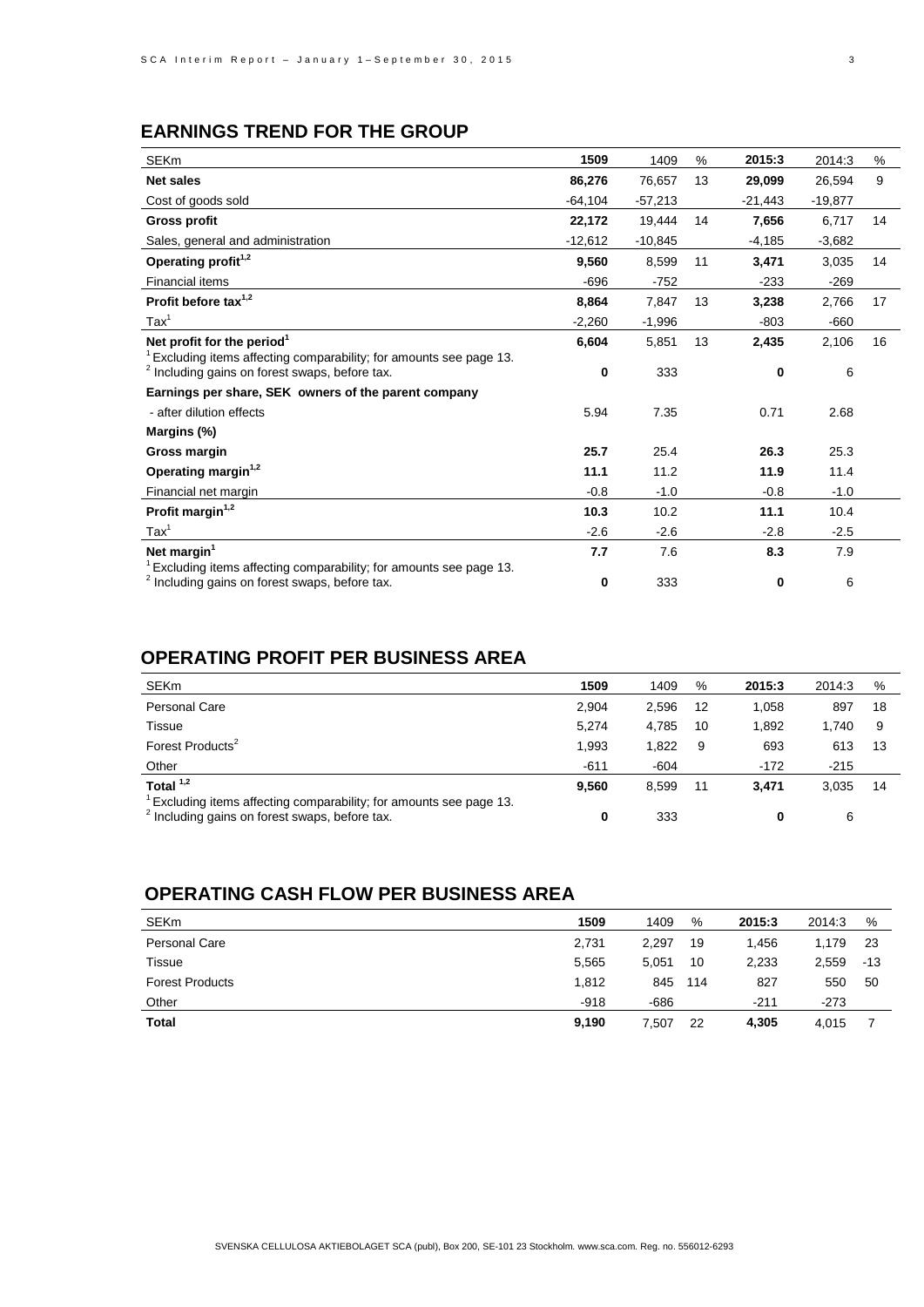## EARNINGS TREND FOR THE GROUP

| SEKm | 1509 | 1409 | % | 2015:3 | 2014:3 | % |
|---|---|---|---|---|---|---|
| **Net sales** | **86,276** | 76,657 | 13 | **29,099** | 26,594 | 9 |
| Cost of goods sold | -64,104 | -57,213 | | -21,443 | -19,877 | |
| **Gross profit** | **22,172** | 19,444 | 14 | **7,656** | 6,717 | 14 |
| Sales, general and administration | -12,612 | -10,845 | | -4,185 | -3,682 | |
| **Operating profit[1,2]** | **9,560** | 8,599 | 11 | **3,471** | 3,035 | 14 |
| Financial items | -696 | -752 | | -233 | -269 | |
| **Profit before tax[1,2]** | **8,864** | 7,847 | 13 | **3,238** | 2,766 | 17 |
| Tax[1] | -2,260 | -1,996 | | -803 | -660 | |
| **Net profit for the period[1]** | **6,604** | 5,851 | 13 | **2,435** | 2,106 | 16 |
| [1] Excluding items affecting comparability; for amounts see page 13. | | | | | | |
| [2] Including gains on forest swaps, before tax. | **0** | 333 | | **0** | 6 | |
| **Earnings per share, SEK owners of the parent company** | | | | | | |
| - after dilution effects | 5.94 | 7.35 | | 0.71 | 2.68 | |
| **Margins (%)** | | | | | | |
| **Gross margin** | **25.7** | 25.4 | | **26.3** | 25.3 | |
| **Operating margin[1,2]** | **11.1** | 11.2 | | **11.9** | 11.4 | |
| Financial net margin | -0.8 | -1.0 | | -0.8 | -1.0 | |
| **Profit margin[1,2]** | **10.3** | 10.2 | | **11.1** | 10.4 | |
| Tax[1] | -2.6 | -2.6 | | -2.8 | -2.5 | |
| **Net margin[1]** | **7.7** | 7.6 | | **8.3** | 7.9 | |
| [1] Excluding items affecting comparability; for amounts see page 13. | | | | | | |
| [2] Including gains on forest swaps, before tax. | **0** | 333 | | **0** | 6 | |

## OPERATING PROFIT PER BUSINESS AREA

| SEKm | 1509 | 1409 | % | 2015:3 | 2014:3 | % |
|---|---|---|---|---|---|---|
| Personal Care | 2,904 | 2,596 | 12 | 1,058 | 897 | 18 |
| Tissue | 5,274 | 4,785 | 10 | 1,892 | 1,740 | 9 |
| Forest Products[2] | 1,993 | 1,822 | 9 | 693 | 613 | 13 |
| Other | -611 | -604 | | -172 | -215 | |
| **Total [1,2]** | **9,560** | 8,599 | 11 | **3,471** | 3,035 | 14 |
| [1] Excluding items affecting comparability; for amounts see page 13. | | | | | | |
| [2] Including gains on forest swaps, before tax. | **0** | 333 | | **0** | 6 | |

## OPERATING CASH FLOW PER BUSINESS AREA

| SEKm | 1509 | 1409 | % | 2015:3 | 2014:3 | % |
|---|---|---|---|---|---|---|
| Personal Care | 2,731 | 2,297 | 19 | 1,456 | 1,179 | 23 |
| Tissue | 5,565 | 5,051 | 10 | 2,233 | 2,559 | -13 |
| Forest Products | 1,812 | 845 | 114 | 827 | 550 | 50 |
| Other | -918 | -686 | | -211 | -273 | |
| **Total** | **9,190** | 7,507 | 22 | **4,305** | 4,015 | 7 |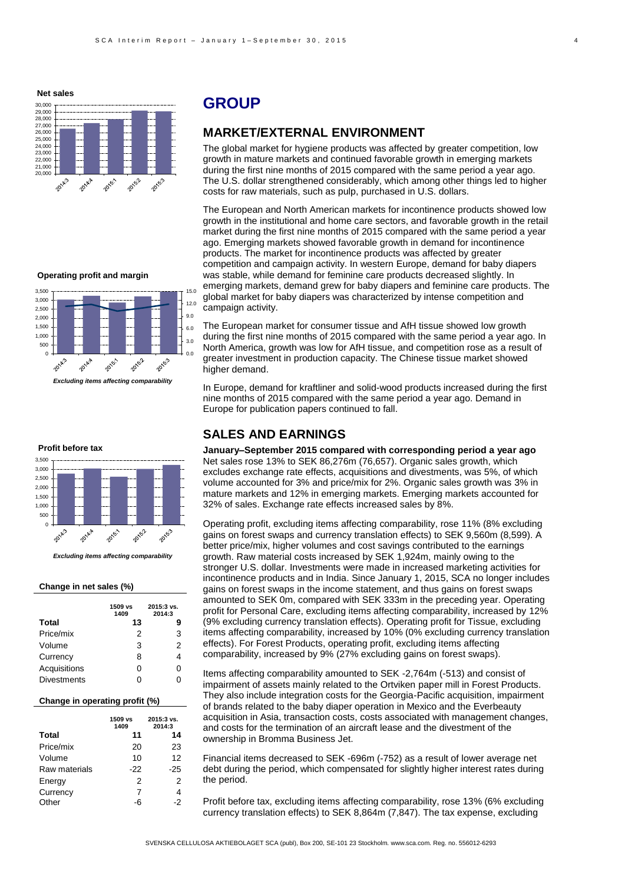## GROUP

### MARKET/EXTERNAL ENVIRONMENT

The global market for hygiene products was affected by greater competition, low growth in mature markets and continued favorable growth in emerging markets during the first nine months of 2015 compared with the same period a year ago. The U.S. dollar strengthened considerably, which among other things led to higher costs for raw materials, such as pulp, purchased in U.S. dollars.

The European and North American markets for incontinence products showed low growth in the institutional and home care sectors, and favorable growth in the retail market during the first nine months of 2015 compared with the same period a year ago. Emerging markets showed favorable growth in demand for incontinence products. The market for incontinence products was affected by greater competition and campaign activity. In western Europe, demand for baby diapers was stable, while demand for feminine care products decreased slightly. In emerging markets, demand grew for baby diapers and feminine care products. The global market for baby diapers was characterized by intense competition and campaign activity.

The European market for consumer tissue and AfH tissue showed low growth during the first nine months of 2015 compared with the same period a year ago. In North America, growth was low for AfH tissue, and competition rose as a result of greater investment in production capacity. The Chinese tissue market showed higher demand.

In Europe, demand for kraftliner and solid-wood products increased during the first nine months of 2015 compared with the same period a year ago. Demand in Europe for publication papers continued to fall.

### SALES AND EARNINGS

**January–September 2015 compared with corresponding period a year ago**

Net sales rose 13% to SEK 86,276m (76,657). Organic sales growth, which excludes exchange rate effects, acquisitions and divestments, was 5%, of which volume accounted for 3% and price/mix for 2%. Organic sales growth was 3% in mature markets and 12% in emerging markets. Emerging markets accounted for 32% of sales. Exchange rate effects increased sales by 8%.

Operating profit, excluding items affecting comparability, rose 11% (8% excluding gains on forest swaps and currency translation effects) to SEK 9,560m (8,599). A better price/mix, higher volumes and cost savings contributed to the earnings growth. Raw material costs increased by SEK 1,924m, mainly owing to the stronger U.S. dollar. Investments were made in increased marketing activities for incontinence products and in India. Since January 1, 2015, SCA no longer includes gains on forest swaps in the income statement, and thus gains on forest swaps amounted to SEK 0m, compared with SEK 333m in the preceding year. Operating profit for Personal Care, excluding items affecting comparability, increased by 12% (9% excluding currency translation effects). Operating profit for Tissue, excluding items affecting comparability, increased by 10% (0% excluding currency translation effects). For Forest Products, operating profit, excluding items affecting comparability, increased by 9% (27% excluding gains on forest swaps).

Items affecting comparability amounted to SEK -2,764m (-513) and consist of impairment of assets mainly related to the Ortviken paper mill in Forest Products. They also include integration costs for the Georgia-Pacific acquisition, impairment of brands related to the baby diaper operation in Mexico and the Everbeauty acquisition in Asia, transaction costs, costs associated with management changes, and costs for the termination of an aircraft lease and the divestment of the ownership in Bromma Business Jet.

Financial items decreased to SEK -696m (-752) as a result of lower average net debt during the period, which compensated for slightly higher interest rates during the period.

Profit before tax, excluding items affecting comparability, rose 13% (6% excluding currency translation effects) to SEK 8,864m (7,847). The tax expense, excluding

**Net sales**

**Operating profit and margin**

*Excluding items affecting comparability*

**Profit before tax**

*Excluding items affecting comparability*

**Change in net sales (%)**

| | 1509 vs 1409 | 2015:3 vs. 2014:3 |
|---|---|---|
| **Total** | **13** | **9** |
| Price/mix | 2 | 3 |
| Volume | 3 | 2 |
| Currency | 8 | 4 |
| Acquisitions | 0 | 0 |
| Divestments | 0 | 0 |

**Change in operating profit (%)**

| | 1509 vs 1409 | 2015:3 vs. 2014:3 |
|---|---|---|
| **Total** | **11** | **14** |
| Price/mix | 20 | 23 |
| Volume | 10 | 12 |
| Raw materials | -22 | -25 |
| Energy | 2 | 2 |
| Currency | 7 | 4 |
| Other | -6 | -2 |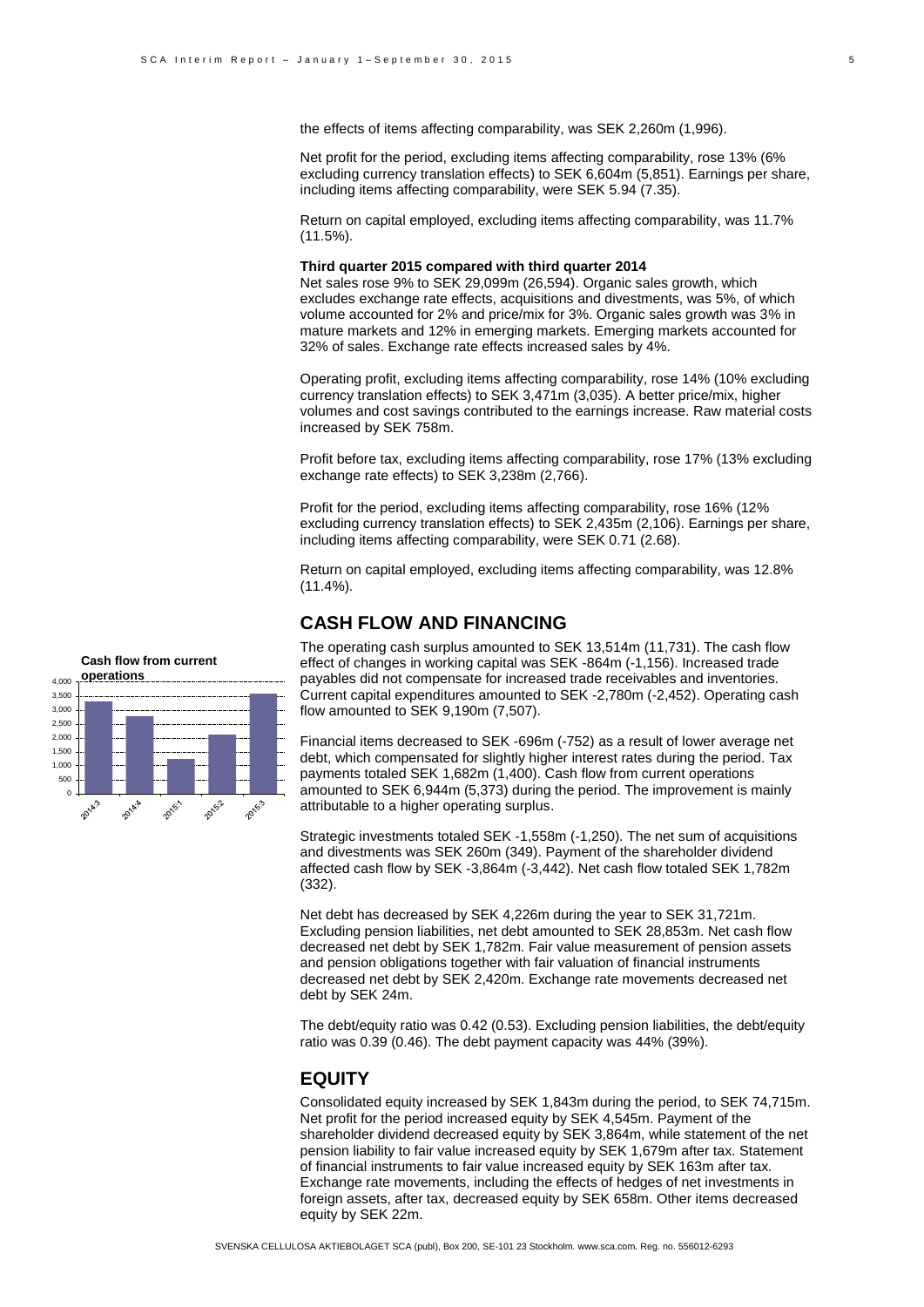the effects of items affecting comparability, was SEK 2,260m (1,996).

Net profit for the period, excluding items affecting comparability, rose 13% (6% excluding currency translation effects) to SEK 6,604m (5,851). Earnings per share, including items affecting comparability, were SEK 5.94 (7.35).

Return on capital employed, excluding items affecting comparability, was 11.7% (11.5%).

**Third quarter 2015 compared with third quarter 2014**

Net sales rose 9% to SEK 29,099m (26,594). Organic sales growth, which excludes exchange rate effects, acquisitions and divestments, was 5%, of which volume accounted for 2% and price/mix for 3%. Organic sales growth was 3% in mature markets and 12% in emerging markets. Emerging markets accounted for 32% of sales. Exchange rate effects increased sales by 4%.

Operating profit, excluding items affecting comparability, rose 14% (10% excluding currency translation effects) to SEK 3,471m (3,035). A better price/mix, higher volumes and cost savings contributed to the earnings increase. Raw material costs increased by SEK 758m.

Profit before tax, excluding items affecting comparability, rose 17% (13% excluding exchange rate effects) to SEK 3,238m (2,766).

Profit for the period, excluding items affecting comparability, rose 16% (12% excluding currency translation effects) to SEK 2,435m (2,106). Earnings per share, including items affecting comparability, were SEK 0.71 (2.68).

Return on capital employed, excluding items affecting comparability, was 12.8% (11.4%).

## CASH FLOW AND FINANCING

**Cash flow from current operations**

The operating cash surplus amounted to SEK 13,514m (11,731). The cash flow effect of changes in working capital was SEK -864m (-1,156). Increased trade payables did not compensate for increased trade receivables and inventories. Current capital expenditures amounted to SEK -2,780m (-2,452). Operating cash flow amounted to SEK 9,190m (7,507).

Financial items decreased to SEK -696m (-752) as a result of lower average net debt, which compensated for slightly higher interest rates during the period. Tax payments totaled SEK 1,682m (1,400). Cash flow from current operations amounted to SEK 6,944m (5,373) during the period. The improvement is mainly attributable to a higher operating surplus.

Strategic investments totaled SEK -1,558m (-1,250). The net sum of acquisitions and divestments was SEK 260m (349). Payment of the shareholder dividend affected cash flow by SEK -3,864m (-3,442). Net cash flow totaled SEK 1,782m (332).

Net debt has decreased by SEK 4,226m during the year to SEK 31,721m. Excluding pension liabilities, net debt amounted to SEK 28,853m. Net cash flow decreased net debt by SEK 1,782m. Fair value measurement of pension assets and pension obligations together with fair valuation of financial instruments decreased net debt by SEK 2,420m. Exchange rate movements decreased net debt by SEK 24m.

The debt/equity ratio was 0.42 (0.53). Excluding pension liabilities, the debt/equity ratio was 0.39 (0.46). The debt payment capacity was 44% (39%).

## EQUITY

Consolidated equity increased by SEK 1,843m during the period, to SEK 74,715m. Net profit for the period increased equity by SEK 4,545m. Payment of the shareholder dividend decreased equity by SEK 3,864m, while statement of the net pension liability to fair value increased equity by SEK 1,679m after tax. Statement of financial instruments to fair value increased equity by SEK 163m after tax. Exchange rate movements, including the effects of hedges of net investments in foreign assets, after tax, decreased equity by SEK 658m. Other items decreased equity by SEK 22m.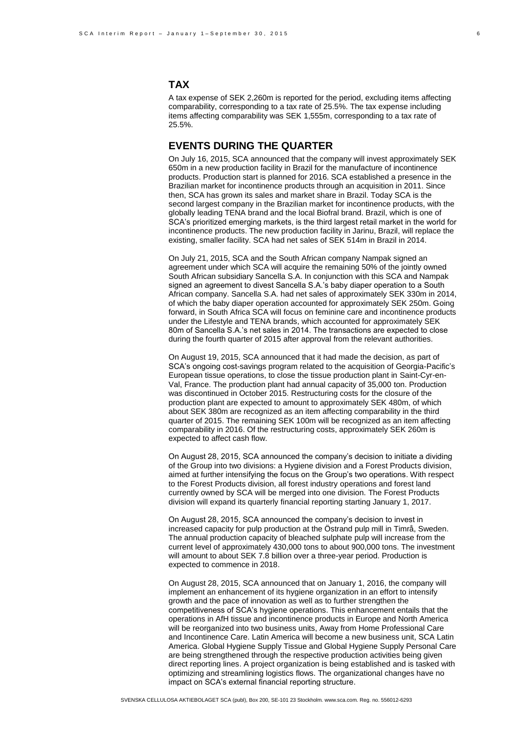## TAX

A tax expense of SEK 2,260m is reported for the period, excluding items affecting comparability, corresponding to a tax rate of 25.5%. The tax expense including items affecting comparability was SEK 1,555m, corresponding to a tax rate of 25.5%.

## EVENTS DURING THE QUARTER

On July 16, 2015, SCA announced that the company will invest approximately SEK 650m in a new production facility in Brazil for the manufacture of incontinence products. Production start is planned for 2016. SCA established a presence in the Brazilian market for incontinence products through an acquisition in 2011. Since then, SCA has grown its sales and market share in Brazil. Today SCA is the second largest company in the Brazilian market for incontinence products, with the globally leading TENA brand and the local Biofral brand. Brazil, which is one of SCA's prioritized emerging markets, is the third largest retail market in the world for incontinence products. The new production facility in Jarinu, Brazil, will replace the existing, smaller facility. SCA had net sales of SEK 514m in Brazil in 2014.

On July 21, 2015, SCA and the South African company Nampak signed an agreement under which SCA will acquire the remaining 50% of the jointly owned South African subsidiary Sancella S.A. In conjunction with this SCA and Nampak signed an agreement to divest Sancella S.A.'s baby diaper operation to a South African company. Sancella S.A. had net sales of approximately SEK 330m in 2014, of which the baby diaper operation accounted for approximately SEK 250m. Going forward, in South Africa SCA will focus on feminine care and incontinence products under the Lifestyle and TENA brands, which accounted for approximately SEK 80m of Sancella S.A.'s net sales in 2014. The transactions are expected to close during the fourth quarter of 2015 after approval from the relevant authorities.

On August 19, 2015, SCA announced that it had made the decision, as part of SCA's ongoing cost-savings program related to the acquisition of Georgia-Pacific's European tissue operations, to close the tissue production plant in Saint-Cyr-en-Val, France. The production plant had annual capacity of 35,000 ton. Production was discontinued in October 2015. Restructuring costs for the closure of the production plant are expected to amount to approximately SEK 480m, of which about SEK 380m are recognized as an item affecting comparability in the third quarter of 2015. The remaining SEK 100m will be recognized as an item affecting comparability in 2016. Of the restructuring costs, approximately SEK 260m is expected to affect cash flow.

On August 28, 2015, SCA announced the company's decision to initiate a dividing of the Group into two divisions: a Hygiene division and a Forest Products division, aimed at further intensifying the focus on the Group's two operations. With respect to the Forest Products division, all forest industry operations and forest land currently owned by SCA will be merged into one division. The Forest Products division will expand its quarterly financial reporting starting January 1, 2017.

On August 28, 2015, SCA announced the company's decision to invest in increased capacity for pulp production at the Östrand pulp mill in Timrå, Sweden. The annual production capacity of bleached sulphate pulp will increase from the current level of approximately 430,000 tons to about 900,000 tons. The investment will amount to about SEK 7.8 billion over a three-year period. Production is expected to commence in 2018.

On August 28, 2015, SCA announced that on January 1, 2016, the company will implement an enhancement of its hygiene organization in an effort to intensify growth and the pace of innovation as well as to further strengthen the competitiveness of SCA's hygiene operations. This enhancement entails that the operations in AfH tissue and incontinence products in Europe and North America will be reorganized into two business units, Away from Home Professional Care and Incontinence Care. Latin America will become a new business unit, SCA Latin America. Global Hygiene Supply Tissue and Global Hygiene Supply Personal Care are being strengthened through the respective production activities being given direct reporting lines. A project organization is being established and is tasked with optimizing and streamlining logistics flows. The organizational changes have no impact on SCA's external financial reporting structure.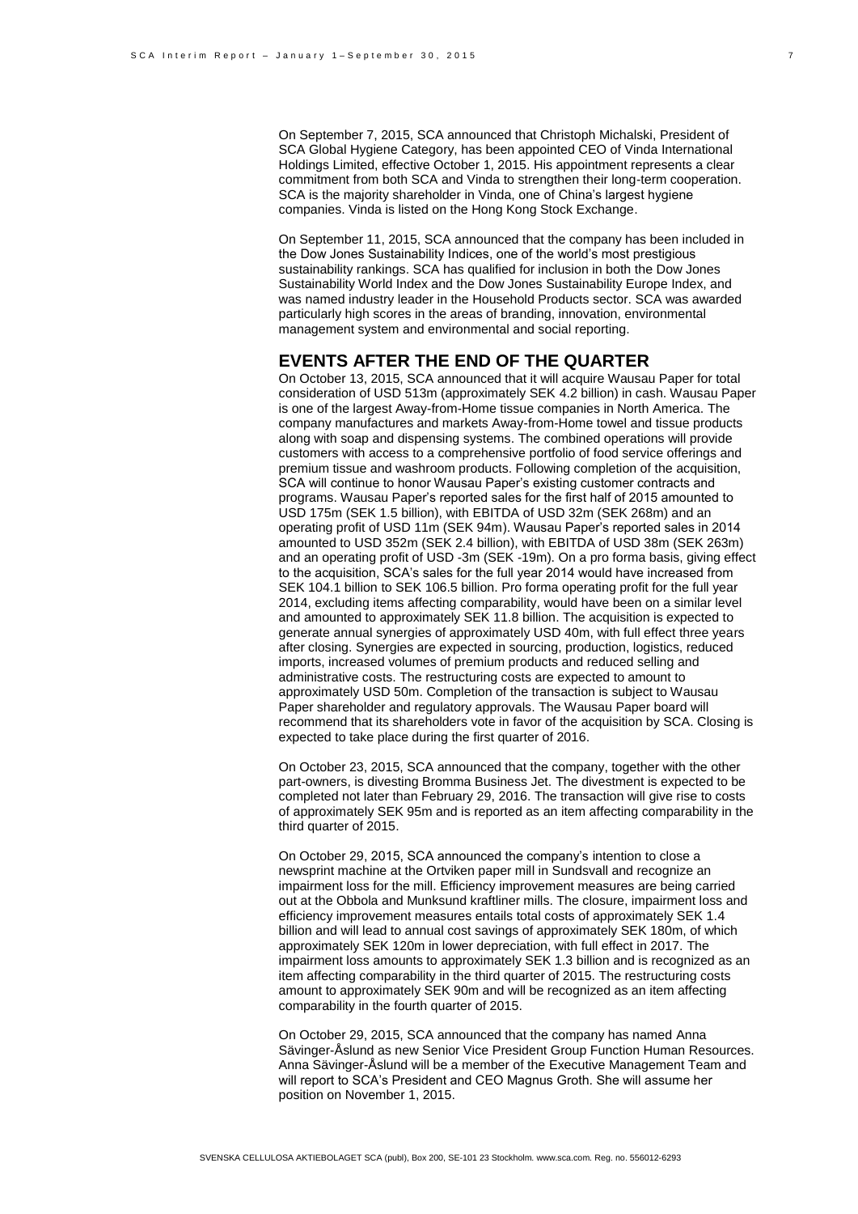On September 7, 2015, SCA announced that Christoph Michalski, President of SCA Global Hygiene Category, has been appointed CEO of Vinda International Holdings Limited, effective October 1, 2015. His appointment represents a clear commitment from both SCA and Vinda to strengthen their long-term cooperation. SCA is the majority shareholder in Vinda, one of China's largest hygiene companies. Vinda is listed on the Hong Kong Stock Exchange.

On September 11, 2015, SCA announced that the company has been included in the Dow Jones Sustainability Indices, one of the world's most prestigious sustainability rankings. SCA has qualified for inclusion in both the Dow Jones Sustainability World Index and the Dow Jones Sustainability Europe Index, and was named industry leader in the Household Products sector. SCA was awarded particularly high scores in the areas of branding, innovation, environmental management system and environmental and social reporting.

## EVENTS AFTER THE END OF THE QUARTER

On October 13, 2015, SCA announced that it will acquire Wausau Paper for total consideration of USD 513m (approximately SEK 4.2 billion) in cash. Wausau Paper is one of the largest Away-from-Home tissue companies in North America. The company manufactures and markets Away-from-Home towel and tissue products along with soap and dispensing systems. The combined operations will provide customers with access to a comprehensive portfolio of food service offerings and premium tissue and washroom products. Following completion of the acquisition, SCA will continue to honor Wausau Paper's existing customer contracts and programs. Wausau Paper's reported sales for the first half of 2015 amounted to USD 175m (SEK 1.5 billion), with EBITDA of USD 32m (SEK 268m) and an operating profit of USD 11m (SEK 94m). Wausau Paper's reported sales in 2014 amounted to USD 352m (SEK 2.4 billion), with EBITDA of USD 38m (SEK 263m) and an operating profit of USD -3m (SEK -19m). On a pro forma basis, giving effect to the acquisition, SCA's sales for the full year 2014 would have increased from SEK 104.1 billion to SEK 106.5 billion. Pro forma operating profit for the full year 2014, excluding items affecting comparability, would have been on a similar level and amounted to approximately SEK 11.8 billion. The acquisition is expected to generate annual synergies of approximately USD 40m, with full effect three years after closing. Synergies are expected in sourcing, production, logistics, reduced imports, increased volumes of premium products and reduced selling and administrative costs. The restructuring costs are expected to amount to approximately USD 50m. Completion of the transaction is subject to Wausau Paper shareholder and regulatory approvals. The Wausau Paper board will recommend that its shareholders vote in favor of the acquisition by SCA. Closing is expected to take place during the first quarter of 2016.

On October 23, 2015, SCA announced that the company, together with the other part-owners, is divesting Bromma Business Jet. The divestment is expected to be completed not later than February 29, 2016. The transaction will give rise to costs of approximately SEK 95m and is reported as an item affecting comparability in the third quarter of 2015.

On October 29, 2015, SCA announced the company's intention to close a newsprint machine at the Ortviken paper mill in Sundsvall and recognize an impairment loss for the mill. Efficiency improvement measures are being carried out at the Obbola and Munksund kraftliner mills. The closure, impairment loss and efficiency improvement measures entails total costs of approximately SEK 1.4 billion and will lead to annual cost savings of approximately SEK 180m, of which approximately SEK 120m in lower depreciation, with full effect in 2017. The impairment loss amounts to approximately SEK 1.3 billion and is recognized as an item affecting comparability in the third quarter of 2015. The restructuring costs amount to approximately SEK 90m and will be recognized as an item affecting comparability in the fourth quarter of 2015.

On October 29, 2015, SCA announced that the company has named Anna Sävinger-Åslund as new Senior Vice President Group Function Human Resources. Anna Sävinger-Åslund will be a member of the Executive Management Team and will report to SCA's President and CEO Magnus Groth. She will assume her position on November 1, 2015.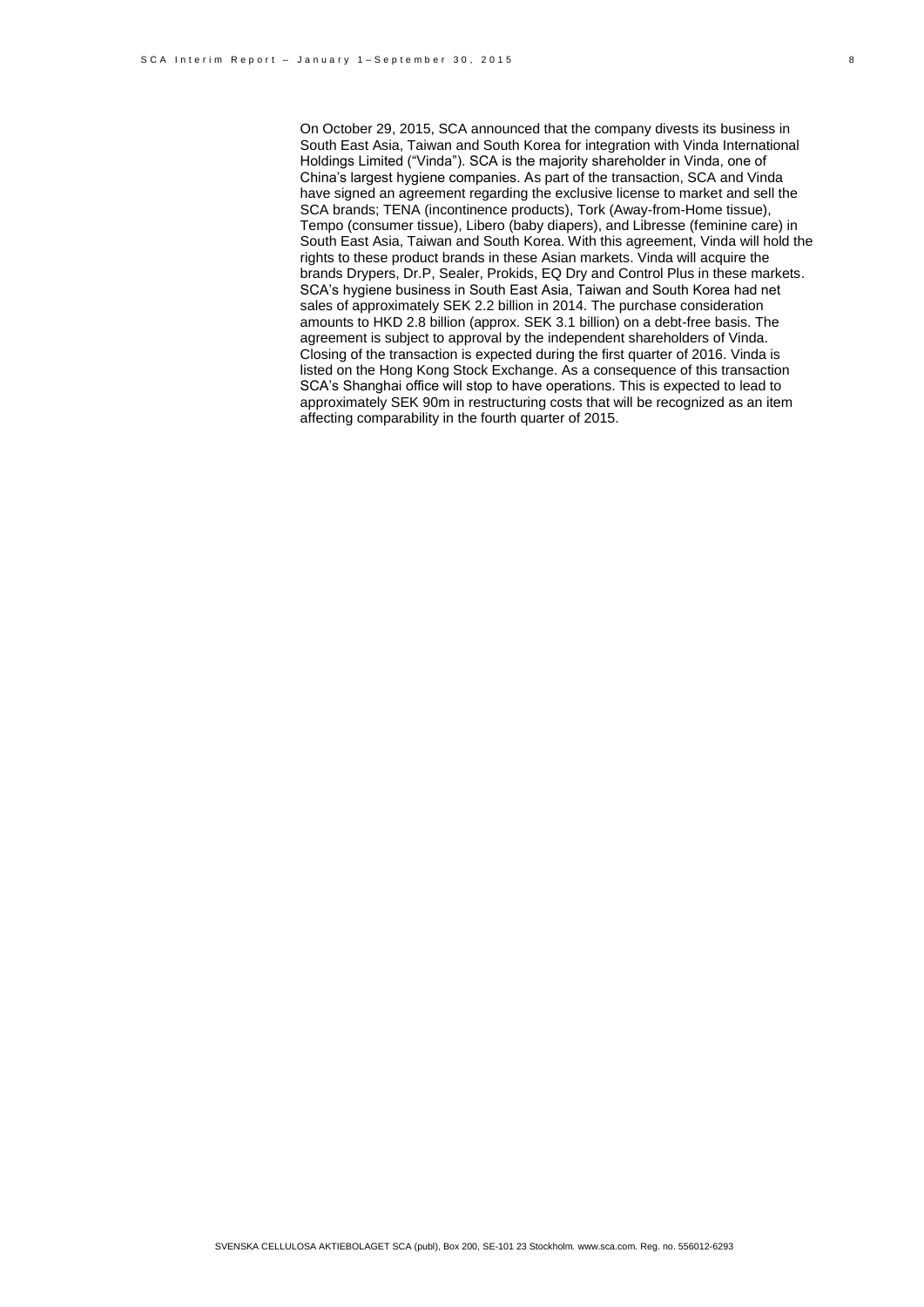On October 29, 2015, SCA announced that the company divests its business in South East Asia, Taiwan and South Korea for integration with Vinda International Holdings Limited ("Vinda"). SCA is the majority shareholder in Vinda, one of China's largest hygiene companies. As part of the transaction, SCA and Vinda have signed an agreement regarding the exclusive license to market and sell the SCA brands; TENA (incontinence products), Tork (Away-from-Home tissue), Tempo (consumer tissue), Libero (baby diapers), and Libresse (feminine care) in South East Asia, Taiwan and South Korea. With this agreement, Vinda will hold the rights to these product brands in these Asian markets. Vinda will acquire the brands Drypers, Dr.P, Sealer, Prokids, EQ Dry and Control Plus in these markets. SCA's hygiene business in South East Asia, Taiwan and South Korea had net sales of approximately SEK 2.2 billion in 2014. The purchase consideration amounts to HKD 2.8 billion (approx. SEK 3.1 billion) on a debt-free basis. The agreement is subject to approval by the independent shareholders of Vinda. Closing of the transaction is expected during the first quarter of 2016. Vinda is listed on the Hong Kong Stock Exchange. As a consequence of this transaction SCA's Shanghai office will stop to have operations. This is expected to lead to approximately SEK 90m in restructuring costs that will be recognized as an item affecting comparability in the fourth quarter of 2015.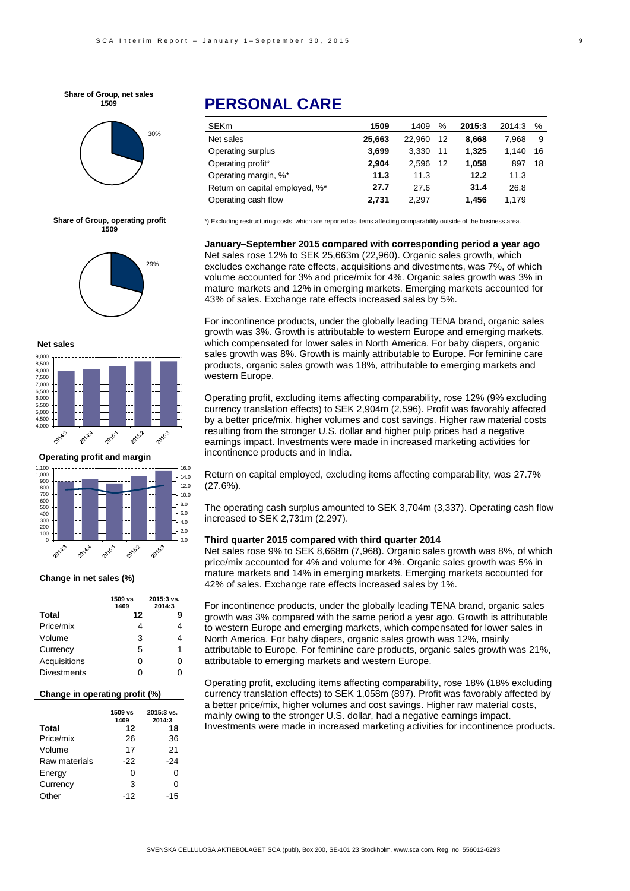## PERSONAL CARE

| SEKm | 1509 | 1409 | % | 2015:3 | 2014:3 | % |
|---|---|---|---|---|---|---|
| Net sales | **25,663** | 22,960 | 12 | **8,668** | 7,968 | 9 |
| Operating surplus | **3,699** | 3,330 | 11 | **1,325** | 1,140 | 16 |
| Operating profit* | **2,904** | 2,596 | 12 | **1,058** | 897 | 18 |
| Operating margin, %* | **11.3** | 11.3 | | **12.2** | 11.3 | |
| Return on capital employed, %* | **27.7** | 27.6 | | **31.4** | 26.8 | |
| Operating cash flow | **2,731** | 2,297 | | **1,456** | 1,179 | |

*) Excluding restructuring costs, which are reported as items affecting comparability outside of the business area.

**Share of Group, net sales 1509**

30%

**Share of Group, operating profit 1509**

29%

**Net sales**

**Operating profit and margin**

**Change in net sales (%)**

| | 1509 vs 1409 | 2015:3 vs. 2014:3 |
|---|---|---|
| **Total** | **12** | **9** |
| Price/mix | 4 | 4 |
| Volume | 3 | 4 |
| Currency | 5 | 1 |
| Acquisitions | 0 | 0 |
| Divestments | 0 | 0 |

**Change in operating profit (%)**

| | 1509 vs 1409 | 2015:3 vs. 2014:3 |
|---|---|---|
| **Total** | **12** | **18** |
| Price/mix | 26 | 36 |
| Volume | 17 | 21 |
| Raw materials | -22 | -24 |
| Energy | 0 | 0 |
| Currency | 3 | 0 |
| Other | -12 | -15 |

### January–September 2015 compared with corresponding period a year ago

Net sales rose 12% to SEK 25,663m (22,960). Organic sales growth, which excludes exchange rate effects, acquisitions and divestments, was 7%, of which volume accounted for 3% and price/mix for 4%. Organic sales growth was 3% in mature markets and 12% in emerging markets. Emerging markets accounted for 43% of sales. Exchange rate effects increased sales by 5%.

For incontinence products, under the globally leading TENA brand, organic sales growth was 3%. Growth is attributable to western Europe and emerging markets, which compensated for lower sales in North America. For baby diapers, organic sales growth was 8%. Growth is mainly attributable to Europe. For feminine care products, organic sales growth was 18%, attributable to emerging markets and western Europe.

Operating profit, excluding items affecting comparability, rose 12% (9% excluding currency translation effects) to SEK 2,904m (2,596). Profit was favorably affected by a better price/mix, higher volumes and cost savings. Higher raw material costs resulting from the stronger U.S. dollar and higher pulp prices had a negative earnings impact. Investments were made in increased marketing activities for incontinence products and in India.

Return on capital employed, excluding items affecting comparability, was 27.7% (27.6%).

The operating cash surplus amounted to SEK 3,704m (3,337). Operating cash flow increased to SEK 2,731m (2,297).

### Third quarter 2015 compared with third quarter 2014

Net sales rose 9% to SEK 8,668m (7,968). Organic sales growth was 8%, of which price/mix accounted for 4% and volume for 4%. Organic sales growth was 5% in mature markets and 14% in emerging markets. Emerging markets accounted for 42% of sales. Exchange rate effects increased sales by 1%.

For incontinence products, under the globally leading TENA brand, organic sales growth was 3% compared with the same period a year ago. Growth is attributable to western Europe and emerging markets, which compensated for lower sales in North America. For baby diapers, organic sales growth was 12%, mainly attributable to Europe. For feminine care products, organic sales growth was 21%, attributable to emerging markets and western Europe.

Operating profit, excluding items affecting comparability, rose 18% (18% excluding currency translation effects) to SEK 1,058m (897). Profit was favorably affected by a better price/mix, higher volumes and cost savings. Higher raw material costs, mainly owing to the stronger U.S. dollar, had a negative earnings impact. Investments were made in increased marketing activities for incontinence products.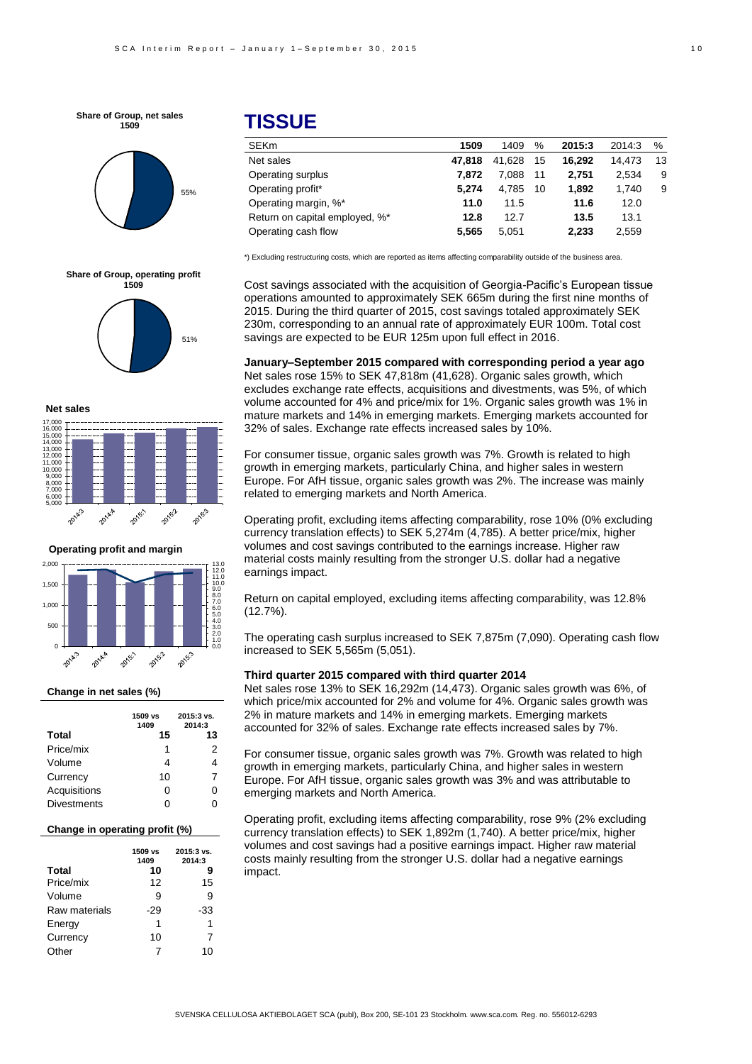# TISSUE

| SEKm | 1509 | 1409 | % | 2015:3 | 2014:3 | % |
|---|---|---|---|---|---|---|
| Net sales | **47,818** | 41,628 | 15 | **16,292** | 14,473 | 13 |
| Operating surplus | **7,872** | 7,088 | 11 | **2,751** | 2,534 | 9 |
| Operating profit* | **5,274** | 4,785 | 10 | **1,892** | 1,740 | 9 |
| Operating margin, %* | **11.0** | 11.5 | | **11.6** | 12.0 | |
| Return on capital employed, %* | **12.8** | 12.7 | | **13.5** | 13.1 | |
| Operating cash flow | **5,565** | 5,051 | | **2,233** | 2,559 | |

*) Excluding restructuring costs, which are reported as items affecting comparability outside of the business area.

Cost savings associated with the acquisition of Georgia-Pacific's European tissue operations amounted to approximately SEK 665m during the first nine months of 2015. During the third quarter of 2015, cost savings totaled approximately SEK 230m, corresponding to an annual rate of approximately EUR 100m. Total cost savings are expected to be EUR 125m upon full effect in 2016.

**January–September 2015 compared with corresponding period a year ago**

Net sales rose 15% to SEK 47,818m (41,628). Organic sales growth, which excludes exchange rate effects, acquisitions and divestments, was 5%, of which volume accounted for 4% and price/mix for 1%. Organic sales growth was 1% in mature markets and 14% in emerging markets. Emerging markets accounted for 32% of sales. Exchange rate effects increased sales by 10%.

For consumer tissue, organic sales growth was 7%. Growth is related to high growth in emerging markets, particularly China, and higher sales in western Europe. For AfH tissue, organic sales growth was 2%. The increase was mainly related to emerging markets and North America.

Operating profit, excluding items affecting comparability, rose 10% (0% excluding currency translation effects) to SEK 5,274m (4,785). A better price/mix, higher volumes and cost savings contributed to the earnings increase. Higher raw material costs mainly resulting from the stronger U.S. dollar had a negative earnings impact.

Return on capital employed, excluding items affecting comparability, was 12.8% (12.7%).

The operating cash surplus increased to SEK 7,875m (7,090). Operating cash flow increased to SEK 5,565m (5,051).

**Third quarter 2015 compared with third quarter 2014**

Net sales rose 13% to SEK 16,292m (14,473). Organic sales growth was 6%, of which price/mix accounted for 2% and volume for 4%. Organic sales growth was 2% in mature markets and 14% in emerging markets. Emerging markets accounted for 32% of sales. Exchange rate effects increased sales by 7%.

For consumer tissue, organic sales growth was 7%. Growth was related to high growth in emerging markets, particularly China, and higher sales in western Europe. For AfH tissue, organic sales growth was 3% and was attributable to emerging markets and North America.

Operating profit, excluding items affecting comparability, rose 9% (2% excluding currency translation effects) to SEK 1,892m (1,740). A better price/mix, higher volumes and cost savings had a positive earnings impact. Higher raw material costs mainly resulting from the stronger U.S. dollar had a negative earnings impact.

**Share of Group, net sales 1509**

55%

**Share of Group, operating profit 1509**

51%

**Net sales**

**Operating profit and margin**

**Change in net sales (%)**

| | 1509 vs 1409 | 2015:3 vs. 2014:3 |
|---|---|---|
| **Total** | **15** | **13** |
| Price/mix | 1 | 2 |
| Volume | 4 | 4 |
| Currency | 10 | 7 |
| Acquisitions | 0 | 0 |
| Divestments | 0 | 0 |

**Change in operating profit (%)**

| | 1509 vs 1409 | 2015:3 vs. 2014:3 |
|---|---|---|
| **Total** | **10** | **9** |
| Price/mix | 12 | 15 |
| Volume | 9 | 9 |
| Raw materials | -29 | -33 |
| Energy | 1 | 1 |
| Currency | 10 | 7 |
| Other | 7 | 10 |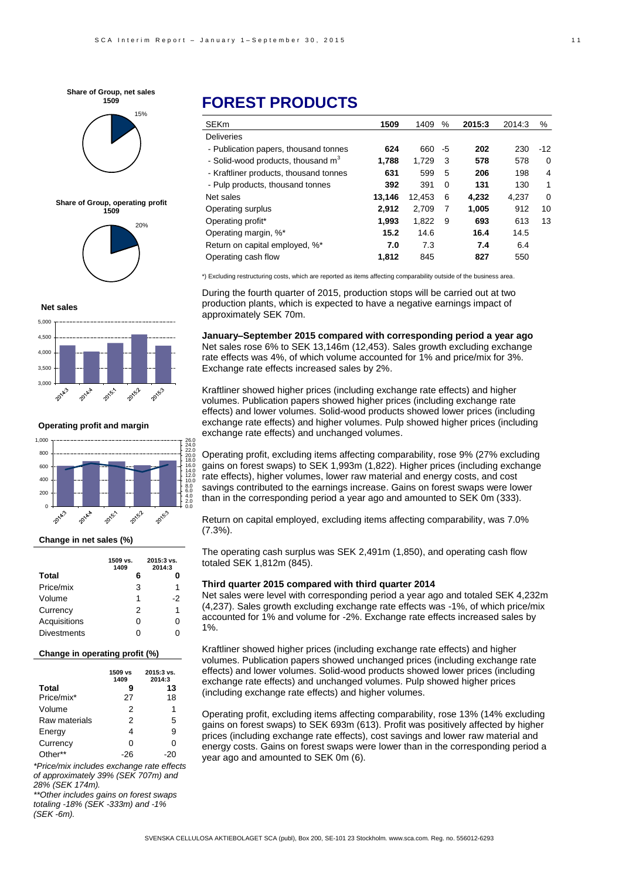# FOREST PRODUCTS

| SEKm | 1509 | 1409 | % | 2015:3 | 2014:3 | % |
|---|---|---|---|---|---|---|
| Deliveries | | | | | | |
| - Publication papers, thousand tonnes | **624** | 660 | -5 | **202** | 230 | -12 |
| - Solid-wood products, thousand $m^3$ | **1,788** | 1,729 | 3 | **578** | 578 | 0 |
| - Kraftliner products, thousand tonnes | **631** | 599 | 5 | **206** | 198 | 4 |
| - Pulp products, thousand tonnes | **392** | 391 | 0 | **131** | 130 | 1 |
| Net sales | **13,146** | 12,453 | 6 | **4,232** | 4,237 | 0 |
| Operating surplus | **2,912** | 2,709 | 7 | **1,005** | 912 | 10 |
| Operating profit* | **1,993** | 1,822 | 9 | **693** | 613 | 13 |
| Operating margin, %* | **15.2** | 14.6 | | **16.4** | 14.5 | |
| Return on capital employed, %* | **7.0** | 7.3 | | **7.4** | 6.4 | |
| Operating cash flow | **1,812** | 845 | | **827** | 550 | |

*) Excluding restructuring costs, which are reported as items affecting comparability outside of the business area.

During the fourth quarter of 2015, production stops will be carried out at two production plants, which is expected to have a negative earnings impact of approximately SEK 70m.

**January–September 2015 compared with corresponding period a year ago**

Net sales rose 6% to SEK 13,146m (12,453). Sales growth excluding exchange rate effects was 4%, of which volume accounted for 1% and price/mix for 3%. Exchange rate effects increased sales by 2%.

Kraftliner showed higher prices (including exchange rate effects) and higher volumes. Publication papers showed higher prices (including exchange rate effects) and lower volumes. Solid-wood products showed lower prices (including exchange rate effects) and higher volumes. Pulp showed higher prices (including exchange rate effects) and unchanged volumes.

Operating profit, excluding items affecting comparability, rose 9% (27% excluding gains on forest swaps) to SEK 1,993m (1,822). Higher prices (including exchange rate effects), higher volumes, lower raw material and energy costs, and cost savings contributed to the earnings increase. Gains on forest swaps were lower than in the corresponding period a year ago and amounted to SEK 0m (333).

Return on capital employed, excluding items affecting comparability, was 7.0% (7.3%).

The operating cash surplus was SEK 2,491m (1,850), and operating cash flow totaled SEK 1,812m (845).

**Third quarter 2015 compared with third quarter 2014**

Net sales were level with corresponding period a year ago and totaled SEK 4,232m (4,237). Sales growth excluding exchange rate effects was -1%, of which price/mix accounted for 1% and volume for -2%. Exchange rate effects increased sales by 1%.

Kraftliner showed higher prices (including exchange rate effects) and higher volumes. Publication papers showed unchanged prices (including exchange rate effects) and lower volumes. Solid-wood products showed lower prices (including exchange rate effects) and unchanged volumes. Pulp showed higher prices (including exchange rate effects) and higher volumes.

Operating profit, excluding items affecting comparability, rose 13% (14% excluding gains on forest swaps) to SEK 693m (613). Profit was positively affected by higher prices (including exchange rate effects), cost savings and lower raw material and energy costs. Gains on forest swaps were lower than in the corresponding period a year ago and amounted to SEK 0m (6).

**Share of Group, net sales 1509**

15%

**Share of Group, operating profit 1509**

20%

**Net sales**

**Operating profit and margin**

**Change in net sales (%)**

| | 1509 vs. 1409 | 2015:3 vs. 2014:3 |
|---|---|---|
| **Total** | **6** | **0** |
| Price/mix | 3 | 1 |
| Volume | 1 | -2 |
| Currency | 2 | 1 |
| Acquisitions | 0 | 0 |
| Divestments | 0 | 0 |

**Change in operating profit (%)**

| | 1509 vs 1409 | 2015:3 vs. 2014:3 |
|---|---|---|
| **Total** | **9** | **13** |
| Price/mix* | 27 | 18 |
| Volume | 2 | 1 |
| Raw materials | 2 | 5 |
| Energy | 4 | 9 |
| Currency | 0 | 0 |
| Other** | -26 | -20 |

*\*Price/mix includes exchange rate effects of approximately 39% (SEK 707m) and 28% (SEK 174m).*

*\*\*Other includes gains on forest swaps totaling -18% (SEK -333m) and -1% (SEK -6m).*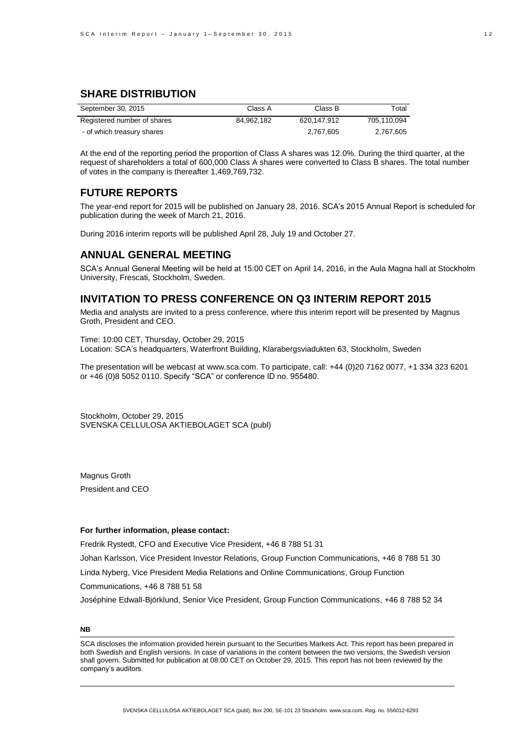## SHARE DISTRIBUTION

| September 30, 2015 | Class A | Class B | Total |
| --- | --- | --- | --- |
| Registered number of shares | 84,962,182 | 620,147,912 | 705,110,094 |
| - of which treasury shares | | 2,767,605 | 2,767,605 |

At the end of the reporting period the proportion of Class A shares was 12.0%. During the third quarter, at the request of shareholders a total of 600,000 Class A shares were converted to Class B shares. The total number of votes in the company is thereafter 1,469,769,732.

## FUTURE REPORTS

The year-end report for 2015 will be published on January 28, 2016. SCA's 2015 Annual Report is scheduled for publication during the week of March 21, 2016.

During 2016 interim reports will be published April 28, July 19 and October 27.

## ANNUAL GENERAL MEETING

SCA's Annual General Meeting will be held at 15:00 CET on April 14, 2016, in the Aula Magna hall at Stockholm University, Frescati, Stockholm, Sweden.

## INVITATION TO PRESS CONFERENCE ON Q3 INTERIM REPORT 2015

Media and analysts are invited to a press conference, where this interim report will be presented by Magnus Groth, President and CEO.

Time: 10:00 CET, Thursday, October 29, 2015
Location: SCA's headquarters, Waterfront Building, Klarabergsviadukten 63, Stockholm, Sweden

The presentation will be webcast at www.sca.com. To participate, call: +44 (0)20 7162 0077, +1 334 323 6201 or +46 (0)8 5052 0110. Specify "SCA" or conference ID no. 955480.

Stockholm, October 29, 2015
SVENSKA CELLULOSA AKTIEBOLAGET SCA (publ)

Magnus Groth
President and CEO

**For further information, please contact:**

Fredrik Rystedt, CFO and Executive Vice President, +46 8 788 51 31

Johan Karlsson, Vice President Investor Relations, Group Function Communications, +46 8 788 51 30

Linda Nyberg, Vice President Media Relations and Online Communications, Group Function Communications, +46 8 788 51 58

Joséphine Edwall-Björklund, Senior Vice President, Group Function Communications, +46 8 788 52 34

**NB**

SCA discloses the information provided herein pursuant to the Securities Markets Act. This report has been prepared in both Swedish and English versions. In case of variations in the content between the two versions, the Swedish version shall govern. Submitted for publication at 08:00 CET on October 29, 2015. This report has not been reviewed by the company's auditors.

SVENSKA CELLULOSA AKTIEBOLAGET SCA (publ), Box 200, SE-101 23 Stockholm. www.sca.com. Reg. no. 556012-6293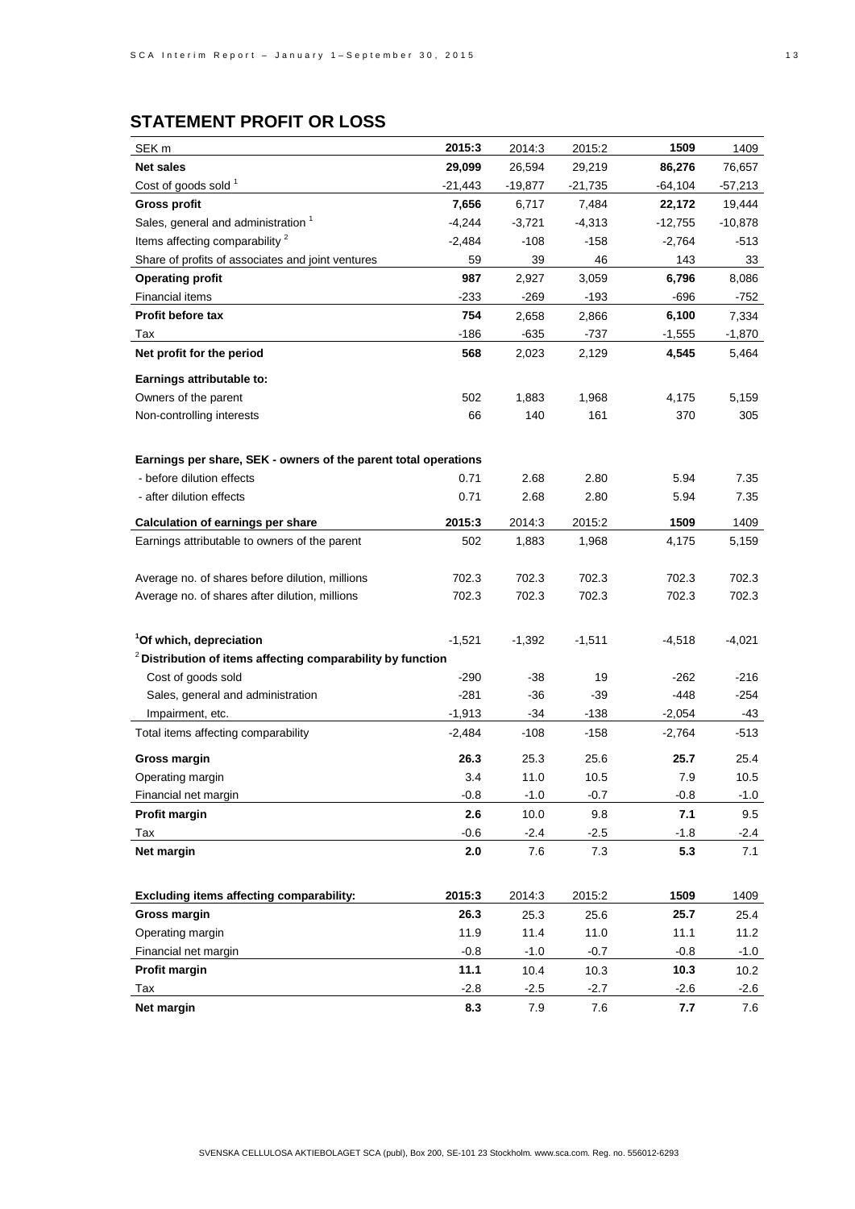## STATEMENT PROFIT OR LOSS

| SEK m | 2015:3 | 2014:3 | 2015:2 | 1509 | 1409 |
|---|---|---|---|---|---|
| **Net sales** | **29,099** | 26,594 | 29,219 | **86,276** | 76,657 |
| Cost of goods sold [1] | -21,443 | -19,877 | -21,735 | -64,104 | -57,213 |
| **Gross profit** | **7,656** | 6,717 | 7,484 | **22,172** | 19,444 |
| Sales, general and administration [1] | -4,244 | -3,721 | -4,313 | -12,755 | -10,878 |
| Items affecting comparability [2] | -2,484 | -108 | -158 | -2,764 | -513 |
| Share of profits of associates and joint ventures | 59 | 39 | 46 | 143 | 33 |
| **Operating profit** | **987** | 2,927 | 3,059 | **6,796** | 8,086 |
| Financial items | -233 | -269 | -193 | -696 | -752 |
| **Profit before tax** | **754** | 2,658 | 2,866 | **6,100** | 7,334 |
| Tax | -186 | -635 | -737 | -1,555 | -1,870 |
| **Net profit for the period** | **568** | 2,023 | 2,129 | **4,545** | 5,464 |
| **Earnings attributable to:** | | | | | |
| Owners of the parent | 502 | 1,883 | 1,968 | 4,175 | 5,159 |
| Non-controlling interests | 66 | 140 | 161 | 370 | 305 |
| | | | | | |
| **Earnings per share, SEK - owners of the parent total operations** | | | | | |
| - before dilution effects | 0.71 | 2.68 | 2.80 | 5.94 | 7.35 |
| - after dilution effects | 0.71 | 2.68 | 2.80 | 5.94 | 7.35 |

| **Calculation of earnings per share** | **2015:3** | 2014:3 | 2015:2 | **1509** | 1409 |
|---|---|---|---|---|---|
| Earnings attributable to owners of the parent | 502 | 1,883 | 1,968 | 4,175 | 5,159 |
| | | | | | |
| Average no. of shares before dilution, millions | 702.3 | 702.3 | 702.3 | 702.3 | 702.3 |
| Average no. of shares after dilution, millions | 702.3 | 702.3 | 702.3 | 702.3 | 702.3 |
| | | | | | |
| **[1] Of which, depreciation** | -1,521 | -1,392 | -1,511 | -4,518 | -4,021 |
| **[2] Distribution of items affecting comparability by function** | | | | | |
| Cost of goods sold | -290 | -38 | 19 | -262 | -216 |
| Sales, general and administration | -281 | -36 | -39 | -448 | -254 |
| Impairment, etc. | -1,913 | -34 | -138 | -2,054 | -43 |
| Total items affecting comparability | -2,484 | -108 | -158 | -2,764 | -513 |
| **Gross margin** | **26.3** | 25.3 | 25.6 | **25.7** | 25.4 |
| Operating margin | 3.4 | 11.0 | 10.5 | 7.9 | 10.5 |
| Financial net margin | -0.8 | -1.0 | -0.7 | -0.8 | -1.0 |
| **Profit margin** | **2.6** | 10.0 | 9.8 | **7.1** | 9.5 |
| Tax | -0.6 | -2.4 | -2.5 | -1.8 | -2.4 |
| **Net margin** | **2.0** | 7.6 | 7.3 | **5.3** | 7.1 |

| **Excluding items affecting comparability:** | **2015:3** | 2014:3 | 2015:2 | **1509** | 1409 |
|---|---|---|---|---|---|
| **Gross margin** | **26.3** | 25.3 | 25.6 | **25.7** | 25.4 |
| Operating margin | 11.9 | 11.4 | 11.0 | 11.1 | 11.2 |
| Financial net margin | -0.8 | -1.0 | -0.7 | -0.8 | -1.0 |
| **Profit margin** | **11.1** | 10.4 | 10.3 | **10.3** | 10.2 |
| Tax | -2.8 | -2.5 | -2.7 | -2.6 | -2.6 |
| **Net margin** | **8.3** | 7.9 | 7.6 | **7.7** | 7.6 |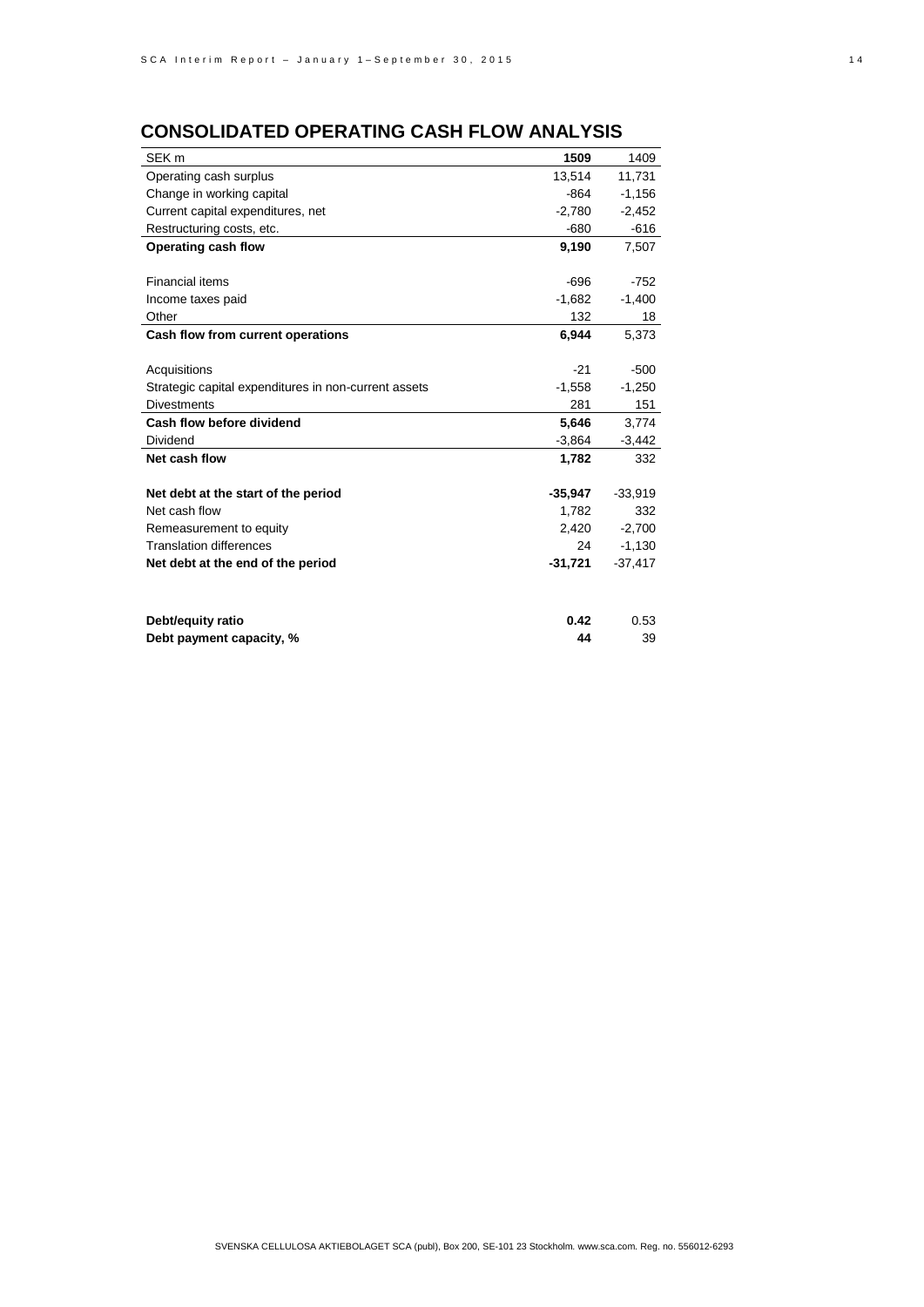## CONSOLIDATED OPERATING CASH FLOW ANALYSIS

| SEK m | **1509** | 1409 |
|---|---|---|
| Operating cash surplus | 13,514 | 11,731 |
| Change in working capital | -864 | -1,156 |
| Current capital expenditures, net | -2,780 | -2,452 |
| Restructuring costs, etc. | -680 | -616 |
| **Operating cash flow** | **9,190** | 7,507 |
| | | |
| Financial items | -696 | -752 |
| Income taxes paid | -1,682 | -1,400 |
| Other | 132 | 18 |
| **Cash flow from current operations** | **6,944** | 5,373 |
| | | |
| Acquisitions | -21 | -500 |
| Strategic capital expenditures in non-current assets | -1,558 | -1,250 |
| Divestments | 281 | 151 |
| **Cash flow before dividend** | **5,646** | 3,774 |
| Dividend | -3,864 | -3,442 |
| **Net cash flow** | **1,782** | 332 |
| | | |
| **Net debt at the start of the period** | **-35,947** | -33,919 |
| Net cash flow | 1,782 | 332 |
| Remeasurement to equity | 2,420 | -2,700 |
| Translation differences | 24 | -1,130 |
| **Net debt at the end of the period** | **-31,721** | -37,417 |
| | | |
| **Debt/equity ratio** | **0.42** | 0.53 |
| **Debt payment capacity, %** | **44** | 39 |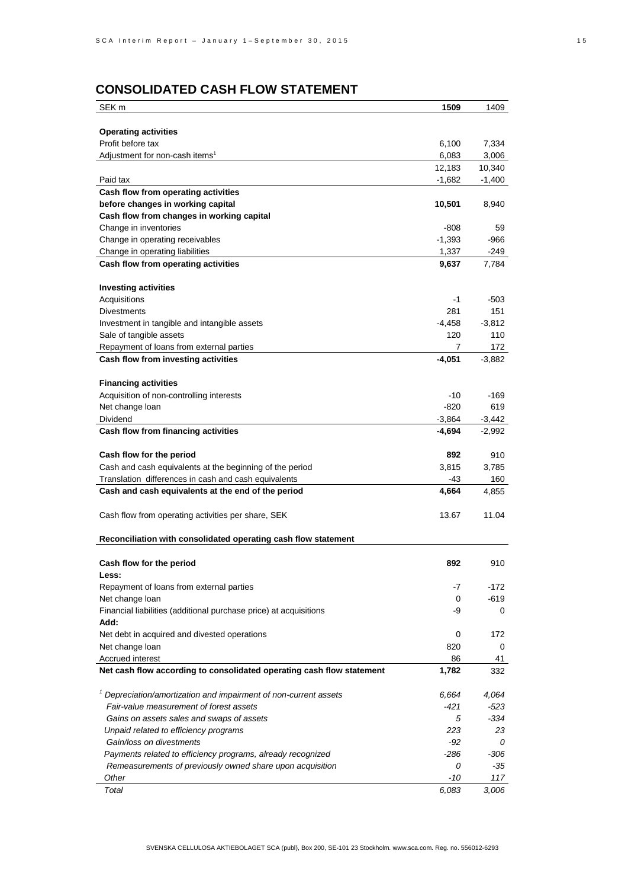## CONSOLIDATED CASH FLOW STATEMENT

| SEK m | **1509** | 1409 |
|---|---|---|
| **Operating activities** | | |
| Profit before tax | 6,100 | 7,334 |
| Adjustment for non-cash items[1] | 6,083 | 3,006 |
| | 12,183 | 10,340 |
| Paid tax | -1,682 | -1,400 |
| **Cash flow from operating activities before changes in working capital** | **10,501** | 8,940 |
| **Cash flow from changes in working capital** | | |
| Change in inventories | -808 | 59 |
| Change in operating receivables | -1,393 | -966 |
| Change in operating liabilities | 1,337 | -249 |
| **Cash flow from operating activities** | **9,637** | 7,784 |
| | | |
| **Investing activities** | | |
| Acquisitions | -1 | -503 |
| Divestments | 281 | 151 |
| Investment in tangible and intangible assets | -4,458 | -3,812 |
| Sale of tangible assets | 120 | 110 |
| Repayment of loans from external parties | 7 | 172 |
| **Cash flow from investing activities** | **-4,051** | -3,882 |
| | | |
| **Financing activities** | | |
| Acquisition of non-controlling interests | -10 | -169 |
| Net change loan | -820 | 619 |
| Dividend | -3,864 | -3,442 |
| **Cash flow from financing activities** | **-4,694** | -2,992 |
| | | |
| **Cash flow for the period** | **892** | 910 |
| Cash and cash equivalents at the beginning of the period | 3,815 | 3,785 |
| Translation differences in cash and cash equivalents | -43 | 160 |
| **Cash and cash equivalents at the end of the period** | **4,664** | 4,855 |
| | | |
| Cash flow from operating activities per share, SEK | 13.67 | 11.04 |

**Reconciliation with consolidated operating cash flow statement**

| | | |
|---|---|---|
| **Cash flow for the period** | **892** | 910 |
| **Less:** | | |
| Repayment of loans from external parties | -7 | -172 |
| Net change loan | 0 | -619 |
| Financial liabilities (additional purchase price) at acquisitions | -9 | 0 |
| **Add:** | | |
| Net debt in acquired and divested operations | 0 | 172 |
| Net change loan | 820 | 0 |
| Accrued interest | 86 | 41 |
| **Net cash flow according to consolidated operating cash flow statement** | **1,782** | 332 |

| | | |
|---|---|---|
| *[1] Depreciation/amortization and impairment of non-current assets* | *6,664* | *4,064* |
| *Fair-value measurement of forest assets* | *-421* | *-523* |
| *Gains on assets sales and swaps of assets* | *5* | *-334* |
| *Unpaid related to efficiency programs* | *223* | *23* |
| *Gain/loss on divestments* | *-92* | *0* |
| *Payments related to efficiency programs, already recognized* | *-286* | *-306* |
| *Remeasurements of previously owned share upon acquisition* | *0* | *-35* |
| *Other* | *-10* | *117* |
| *Total* | *6,083* | *3,006* |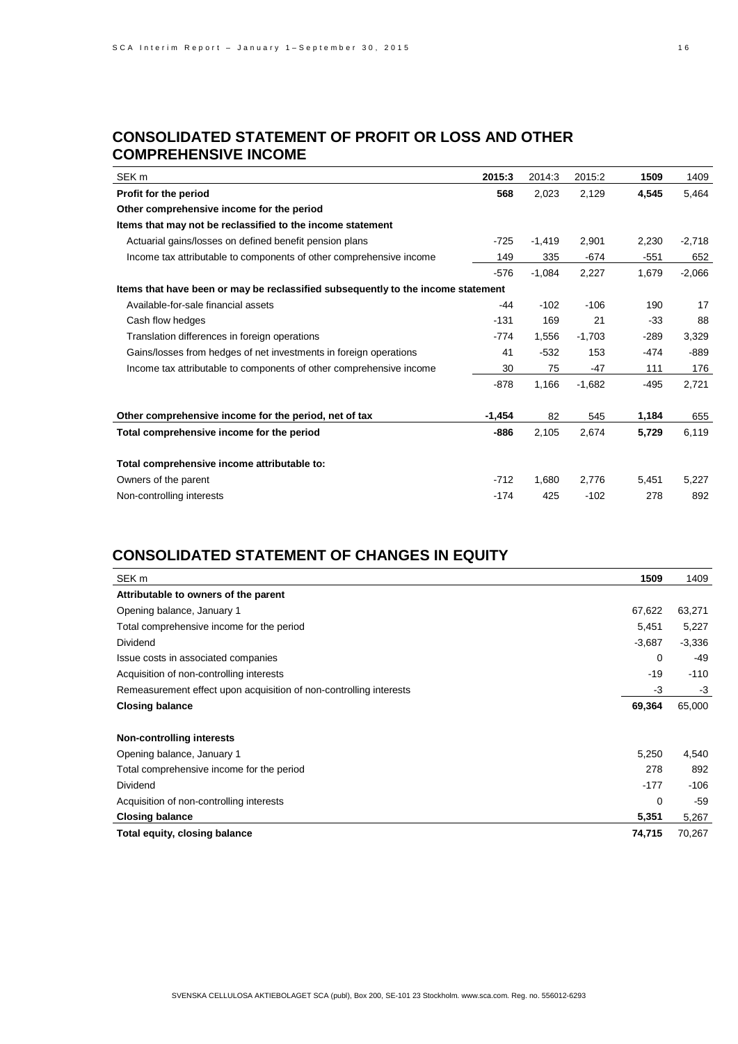## CONSOLIDATED STATEMENT OF PROFIT OR LOSS AND OTHER COMPREHENSIVE INCOME

| SEK m | 2015:3 | 2014:3 | 2015:2 | 1509 | 1409 |
|---|---|---|---|---|---|
| **Profit for the period** | **568** | 2,023 | 2,129 | **4,545** | 5,464 |
| **Other comprehensive income for the period** | | | | | |
| **Items that may not be reclassified to the income statement** | | | | | |
| Actuarial gains/losses on defined benefit pension plans | -725 | -1,419 | 2,901 | 2,230 | -2,718 |
| Income tax attributable to components of other comprehensive income | 149 | 335 | -674 | -551 | 652 |
| | -576 | -1,084 | 2,227 | 1,679 | -2,066 |
| **Items that have been or may be reclassified subsequently to the income statement** | | | | | |
| Available-for-sale financial assets | -44 | -102 | -106 | 190 | 17 |
| Cash flow hedges | -131 | 169 | 21 | -33 | 88 |
| Translation differences in foreign operations | -774 | 1,556 | -1,703 | -289 | 3,329 |
| Gains/losses from hedges of net investments in foreign operations | 41 | -532 | 153 | -474 | -889 |
| Income tax attributable to components of other comprehensive income | 30 | 75 | -47 | 111 | 176 |
| | -878 | 1,166 | -1,682 | -495 | 2,721 |
| **Other comprehensive income for the period, net of tax** | **-1,454** | 82 | 545 | **1,184** | 655 |
| **Total comprehensive income for the period** | **-886** | 2,105 | 2,674 | **5,729** | 6,119 |
| **Total comprehensive income attributable to:** | | | | | |
| Owners of the parent | -712 | 1,680 | 2,776 | 5,451 | 5,227 |
| Non-controlling interests | -174 | 425 | -102 | 278 | 892 |

## CONSOLIDATED STATEMENT OF CHANGES IN EQUITY

| SEK m | 1509 | 1409 |
|---|---|---|
| **Attributable to owners of the parent** | | |
| Opening balance, January 1 | 67,622 | 63,271 |
| Total comprehensive income for the period | 5,451 | 5,227 |
| Dividend | -3,687 | -3,336 |
| Issue costs in associated companies | 0 | -49 |
| Acquisition of non-controlling interests | -19 | -110 |
| Remeasurement effect upon acquisition of non-controlling interests | -3 | -3 |
| **Closing balance** | **69,364** | 65,000 |
| **Non-controlling interests** | | |
| Opening balance, January 1 | 5,250 | 4,540 |
| Total comprehensive income for the period | 278 | 892 |
| Dividend | -177 | -106 |
| Acquisition of non-controlling interests | 0 | -59 |
| **Closing balance** | **5,351** | 5,267 |
| **Total equity, closing balance** | **74,715** | 70,267 |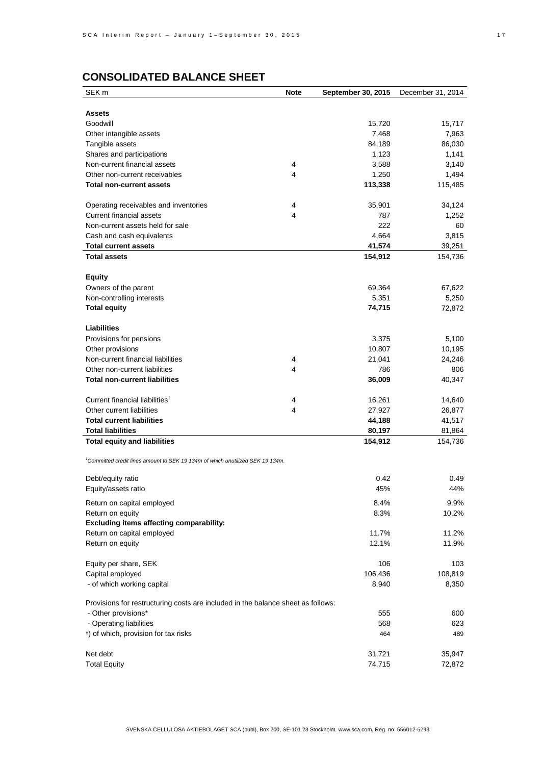## CONSOLIDATED BALANCE SHEET

| SEK m | Note | September 30, 2015 | December 31, 2014 |
|---|---|---|---|
| **Assets** | | | |
| Goodwill | | 15,720 | 15,717 |
| Other intangible assets | | 7,468 | 7,963 |
| Tangible assets | | 84,189 | 86,030 |
| Shares and participations | | 1,123 | 1,141 |
| Non-current financial assets | 4 | 3,588 | 3,140 |
| Other non-current receivables | 4 | 1,250 | 1,494 |
| **Total non-current assets** | | **113,338** | 115,485 |
| | | | |
| Operating receivables and inventories | 4 | 35,901 | 34,124 |
| Current financial assets | 4 | 787 | 1,252 |
| Non-current assets held for sale | | 222 | 60 |
| Cash and cash equivalents | | 4,664 | 3,815 |
| **Total current assets** | | **41,574** | 39,251 |
| **Total assets** | | **154,912** | 154,736 |
| | | | |
| **Equity** | | | |
| Owners of the parent | | 69,364 | 67,622 |
| Non-controlling interests | | 5,351 | 5,250 |
| **Total equity** | | **74,715** | 72,872 |
| | | | |
| **Liabilities** | | | |
| Provisions for pensions | | 3,375 | 5,100 |
| Other provisions | | 10,807 | 10,195 |
| Non-current financial liabilities | 4 | 21,041 | 24,246 |
| Other non-current liabilities | 4 | 786 | 806 |
| **Total non-current liabilities** | | **36,009** | 40,347 |
| | | | |
| Current financial liabilities[1] | 4 | 16,261 | 14,640 |
| Other current liabilities | 4 | 27,927 | 26,877 |
| **Total current liabilities** | | **44,188** | 41,517 |
| **Total liabilities** | | **80,197** | 81,864 |
| **Total equity and liabilities** | | **154,912** | 154,736 |

*[1]Committed credit lines amount to SEK 19 134m of which unutilized SEK 19 134m.*

| | September 30, 2015 | December 31, 2014 |
|---|---|---|
| Debt/equity ratio | 0.42 | 0.49 |
| Equity/assets ratio | 45% | 44% |
| Return on capital employed | 8.4% | 9.9% |
| Return on equity | 8.3% | 10.2% |
| **Excluding items affecting comparability:** | | |
| Return on capital employed | 11.7% | 11.2% |
| Return on equity | 12.1% | 11.9% |
| | | |
| Equity per share, SEK | 106 | 103 |
| Capital employed | 106,436 | 108,819 |
| - of which working capital | 8,940 | 8,350 |
| | | |
| Provisions for restructuring costs are included in the balance sheet as follows: | | |
| - Other provisions* | 555 | 600 |
| - Operating liabilities | 568 | 623 |
| *) of which, provision for tax risks | 464 | 489 |
| | | |
| Net debt | 31,721 | 35,947 |
| Total Equity | 74,715 | 72,872 |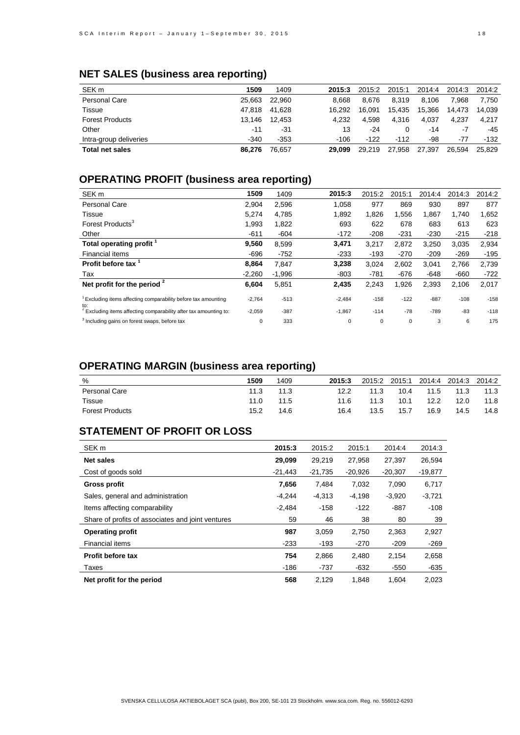## NET SALES (business area reporting)

| SEK m | 1509 | 1409 | 2015:3 | 2015:2 | 2015:1 | 2014:4 | 2014:3 | 2014:2 |
|---|---|---|---|---|---|---|---|---|
| Personal Care | 25,663 | 22,960 | 8,668 | 8,676 | 8,319 | 8,106 | 7,968 | 7,750 |
| Tissue | 47,818 | 41,628 | 16,292 | 16,091 | 15,435 | 15,366 | 14,473 | 14,039 |
| Forest Products | 13,146 | 12,453 | 4,232 | 4,598 | 4,316 | 4,037 | 4,237 | 4,217 |
| Other | -11 | -31 | 13 | -24 | 0 | -14 | -7 | -45 |
| Intra-group deliveries | -340 | -353 | -106 | -122 | -112 | -98 | -77 | -132 |
| **Total net sales** | **86,276** | 76,657 | **29,099** | 29,219 | 27,958 | 27,397 | 26,594 | 25,829 |

## OPERATING PROFIT (business area reporting)

| SEK m | 1509 | 1409 | 2015:3 | 2015:2 | 2015:1 | 2014:4 | 2014:3 | 2014:2 |
|---|---|---|---|---|---|---|---|---|
| Personal Care | 2,904 | 2,596 | 1,058 | 977 | 869 | 930 | 897 | 877 |
| Tissue | 5,274 | 4,785 | 1,892 | 1,826 | 1,556 | 1,867 | 1,740 | 1,652 |
| Forest Products[3] | 1,993 | 1,822 | 693 | 622 | 678 | 683 | 613 | 623 |
| Other | -611 | -604 | -172 | -208 | -231 | -230 | -215 | -218 |
| **Total operating profit [1]** | **9,560** | 8,599 | **3,471** | 3,217 | 2,872 | 3,250 | 3,035 | 2,934 |
| Financial items | -696 | -752 | -233 | -193 | -270 | -209 | -269 | -195 |
| **Profit before tax [1]** | **8,864** | 7,847 | **3,238** | 3,024 | 2,602 | 3,041 | 2,766 | 2,739 |
| Tax | -2,260 | -1,996 | -803 | -781 | -676 | -648 | -660 | -722 |
| **Net profit for the period [2]** | **6,604** | 5,851 | **2,435** | 2,243 | 1,926 | 2,393 | 2,106 | 2,017 |
| [1] Excluding items affecting comparability before tax amounting to: | -2,764 | -513 | -2,484 | -158 | -122 | -887 | -108 | -158 |
| [2] Excluding items affecting comparability after tax amounting to: | -2,059 | -387 | -1,867 | -114 | -78 | -789 | -83 | -118 |
| [3] Including gains on forest swaps, before tax | 0 | 333 | 0 | 0 | 0 | 3 | 6 | 175 |

## OPERATING MARGIN (business area reporting)

| % | 1509 | 1409 | 2015:3 | 2015:2 | 2015:1 | 2014:4 | 2014:3 | 2014:2 |
|---|---|---|---|---|---|---|---|---|
| Personal Care | 11.3 | 11.3 | 12.2 | 11.3 | 10.4 | 11.5 | 11.3 | 11.3 |
| Tissue | 11.0 | 11.5 | 11.6 | 11.3 | 10.1 | 12.2 | 12.0 | 11.8 |
| Forest Products | 15.2 | 14.6 | 16.4 | 13.5 | 15.7 | 16.9 | 14.5 | 14.8 |

## STATEMENT OF PROFIT OR LOSS

| SEK m | 2015:3 | 2015:2 | 2015:1 | 2014:4 | 2014:3 |
|---|---|---|---|---|---|
| **Net sales** | **29,099** | 29,219 | 27,958 | 27,397 | 26,594 |
| Cost of goods sold | -21,443 | -21,735 | -20,926 | -20,307 | -19,877 |
| **Gross profit** | **7,656** | 7,484 | 7,032 | 7,090 | 6,717 |
| Sales, general and administration | -4,244 | -4,313 | -4,198 | -3,920 | -3,721 |
| Items affecting comparability | -2,484 | -158 | -122 | -887 | -108 |
| Share of profits of associates and joint ventures | 59 | 46 | 38 | 80 | 39 |
| **Operating profit** | **987** | 3,059 | 2,750 | 2,363 | 2,927 |
| Financial items | -233 | -193 | -270 | -209 | -269 |
| **Profit before tax** | **754** | 2,866 | 2,480 | 2,154 | 2,658 |
| Taxes | -186 | -737 | -632 | -550 | -635 |
| **Net profit for the period** | **568** | 2,129 | 1,848 | 1,604 | 2,023 |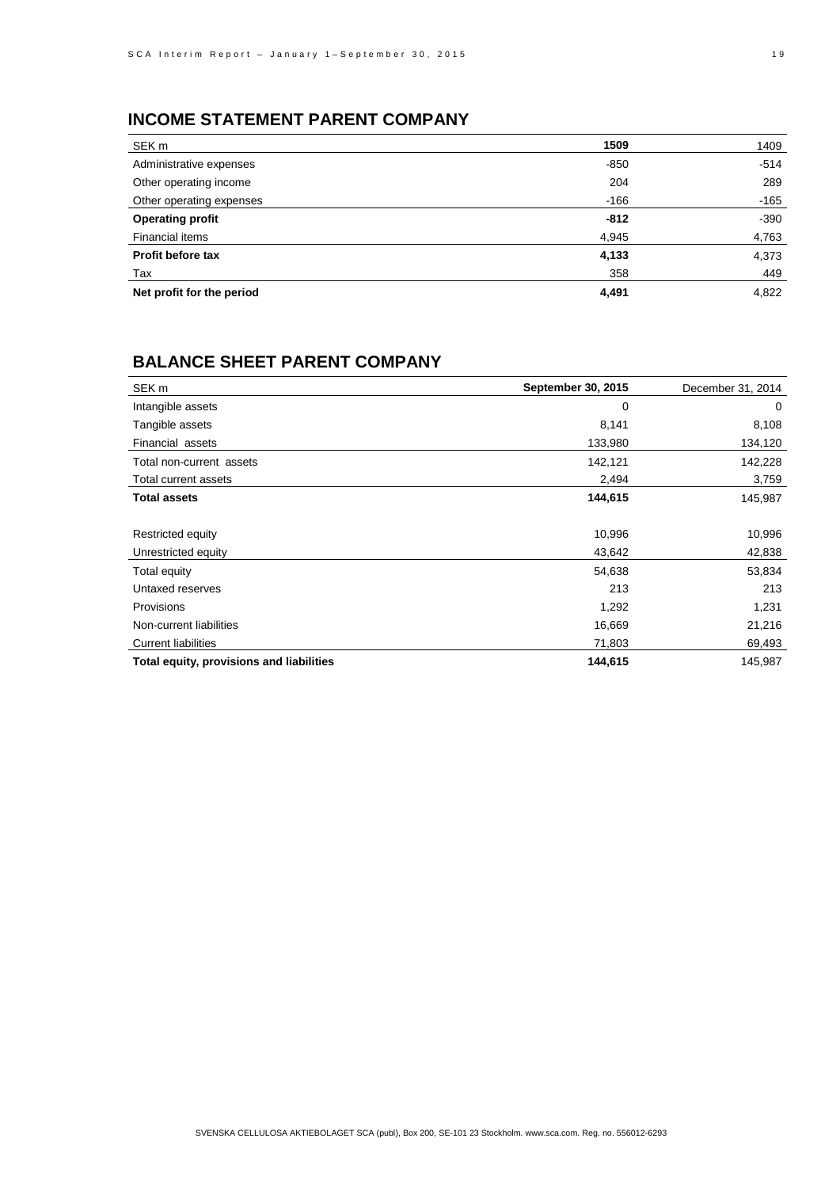## INCOME STATEMENT PARENT COMPANY

| SEK m | **1509** | 1409 |
|---|---|---|
| Administrative expenses | -850 | -514 |
| Other operating income | 204 | 289 |
| Other operating expenses | -166 | -165 |
| **Operating profit** | **-812** | -390 |
| Financial items | 4,945 | 4,763 |
| **Profit before tax** | **4,133** | 4,373 |
| Tax | 358 | 449 |
| **Net profit for the period** | **4,491** | 4,822 |

## BALANCE SHEET PARENT COMPANY

| SEK m | **September 30, 2015** | December 31, 2014 |
|---|---|---|
| Intangible assets | 0 | 0 |
| Tangible assets | 8,141 | 8,108 |
| Financial assets | 133,980 | 134,120 |
| Total non-current assets | 142,121 | 142,228 |
| Total current assets | 2,494 | 3,759 |
| **Total assets** | **144,615** | 145,987 |
| | | |
| Restricted equity | 10,996 | 10,996 |
| Unrestricted equity | 43,642 | 42,838 |
| Total equity | 54,638 | 53,834 |
| Untaxed reserves | 213 | 213 |
| Provisions | 1,292 | 1,231 |
| Non-current liabilities | 16,669 | 21,216 |
| Current liabilities | 71,803 | 69,493 |
| **Total equity, provisions and liabilities** | **144,615** | 145,987 |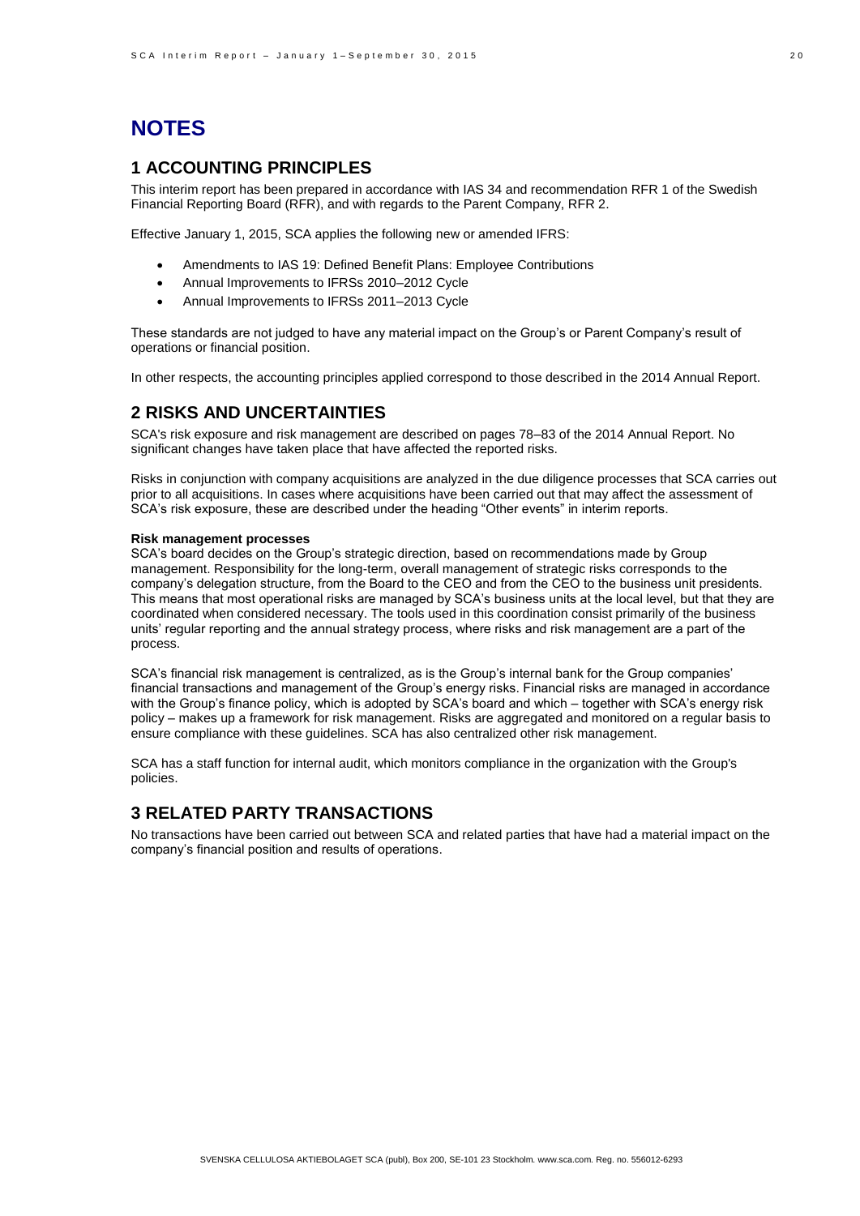# NOTES

## 1 ACCOUNTING PRINCIPLES

This interim report has been prepared in accordance with IAS 34 and recommendation RFR 1 of the Swedish Financial Reporting Board (RFR), and with regards to the Parent Company, RFR 2.

Effective January 1, 2015, SCA applies the following new or amended IFRS:

- Amendments to IAS 19: Defined Benefit Plans: Employee Contributions
- Annual Improvements to IFRSs 2010–2012 Cycle
- Annual Improvements to IFRSs 2011–2013 Cycle

These standards are not judged to have any material impact on the Group's or Parent Company's result of operations or financial position.

In other respects, the accounting principles applied correspond to those described in the 2014 Annual Report.

## 2 RISKS AND UNCERTAINTIES

SCA's risk exposure and risk management are described on pages 78–83 of the 2014 Annual Report. No significant changes have taken place that have affected the reported risks.

Risks in conjunction with company acquisitions are analyzed in the due diligence processes that SCA carries out prior to all acquisitions. In cases where acquisitions have been carried out that may affect the assessment of SCA's risk exposure, these are described under the heading "Other events" in interim reports.

**Risk management processes**

SCA's board decides on the Group's strategic direction, based on recommendations made by Group management. Responsibility for the long-term, overall management of strategic risks corresponds to the company's delegation structure, from the Board to the CEO and from the CEO to the business unit presidents. This means that most operational risks are managed by SCA's business units at the local level, but that they are coordinated when considered necessary. The tools used in this coordination consist primarily of the business units' regular reporting and the annual strategy process, where risks and risk management are a part of the process.

SCA's financial risk management is centralized, as is the Group's internal bank for the Group companies' financial transactions and management of the Group's energy risks. Financial risks are managed in accordance with the Group's finance policy, which is adopted by SCA's board and which – together with SCA's energy risk policy – makes up a framework for risk management. Risks are aggregated and monitored on a regular basis to ensure compliance with these guidelines. SCA has also centralized other risk management.

SCA has a staff function for internal audit, which monitors compliance in the organization with the Group's policies.

## 3 RELATED PARTY TRANSACTIONS

No transactions have been carried out between SCA and related parties that have had a material impact on the company's financial position and results of operations.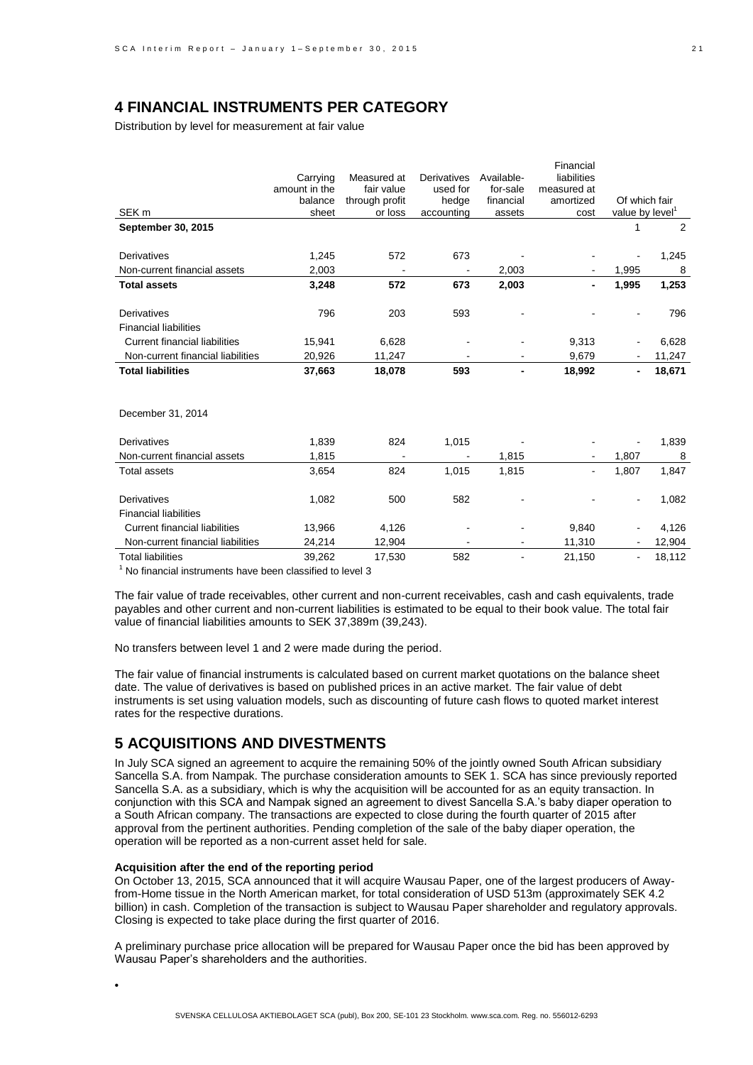## 4 FINANCIAL INSTRUMENTS PER CATEGORY

Distribution by level for measurement at fair value

| SEK m | Carrying amount in the balance sheet | Measured at fair value through profit or loss | Derivatives used for hedge accounting | Available-for-sale financial assets | Financial liabilities measured at amortized cost | Of which fair value by level[1] | |
|---|---|---|---|---|---|---|---|
| **September 30, 2015** | | | | | | 1 | 2 |
| Derivatives | 1,245 | 572 | 673 | - | - | - | 1,245 |
| Non-current financial assets | 2,003 | - | - | 2,003 | - | 1,995 | 8 |
| **Total assets** | **3,248** | **572** | **673** | **2,003** | **-** | **1,995** | **1,253** |
| Derivatives | 796 | 203 | 593 | - | - | - | 796 |
| Financial liabilities | | | | | | | |
| Current financial liabilities | 15,941 | 6,628 | - | - | 9,313 | - | 6,628 |
| Non-current financial liabilities | 20,926 | 11,247 | - | - | 9,679 | - | 11,247 |
| **Total liabilities** | **37,663** | **18,078** | **593** | **-** | **18,992** | **-** | **18,671** |
| December 31, 2014 | | | | | | | |
| Derivatives | 1,839 | 824 | 1,015 | - | - | - | 1,839 |
| Non-current financial assets | 1,815 | - | - | 1,815 | - | 1,807 | 8 |
| Total assets | 3,654 | 824 | 1,015 | 1,815 | - | 1,807 | 1,847 |
| Derivatives | 1,082 | 500 | 582 | - | - | - | 1,082 |
| Financial liabilities | | | | | | | |
| Current financial liabilities | 13,966 | 4,126 | - | - | 9,840 | - | 4,126 |
| Non-current financial liabilities | 24,214 | 12,904 | - | - | 11,310 | - | 12,904 |
| Total liabilities | 39,262 | 17,530 | 582 | - | 21,150 | - | 18,112 |

[1] No financial instruments have been classified to level 3

The fair value of trade receivables, other current and non-current receivables, cash and cash equivalents, trade payables and other current and non-current liabilities is estimated to be equal to their book value. The total fair value of financial liabilities amounts to SEK 37,389m (39,243).

No transfers between level 1 and 2 were made during the period.

The fair value of financial instruments is calculated based on current market quotations on the balance sheet date. The value of derivatives is based on published prices in an active market. The fair value of debt instruments is set using valuation models, such as discounting of future cash flows to quoted market interest rates for the respective durations.

## 5 ACQUISITIONS AND DIVESTMENTS

In July SCA signed an agreement to acquire the remaining 50% of the jointly owned South African subsidiary Sancella S.A. from Nampak. The purchase consideration amounts to SEK 1. SCA has since previously reported Sancella S.A. as a subsidiary, which is why the acquisition will be accounted for as an equity transaction. In conjunction with this SCA and Nampak signed an agreement to divest Sancella S.A.'s baby diaper operation to a South African company. The transactions are expected to close during the fourth quarter of 2015 after approval from the pertinent authorities. Pending completion of the sale of the baby diaper operation, the operation will be reported as a non-current asset held for sale.

**Acquisition after the end of the reporting period**

On October 13, 2015, SCA announced that it will acquire Wausau Paper, one of the largest producers of Away-from-Home tissue in the North American market, for total consideration of USD 513m (approximately SEK 4.2 billion) in cash. Completion of the transaction is subject to Wausau Paper shareholder and regulatory approvals. Closing is expected to take place during the first quarter of 2016.

A preliminary purchase price allocation will be prepared for Wausau Paper once the bid has been approved by Wausau Paper's shareholders and the authorities.

SVENSKA CELLULOSA AKTIEBOLAGET SCA (publ), Box 200, SE-101 23 Stockholm. www.sca.com. Reg. no. 556012-6293